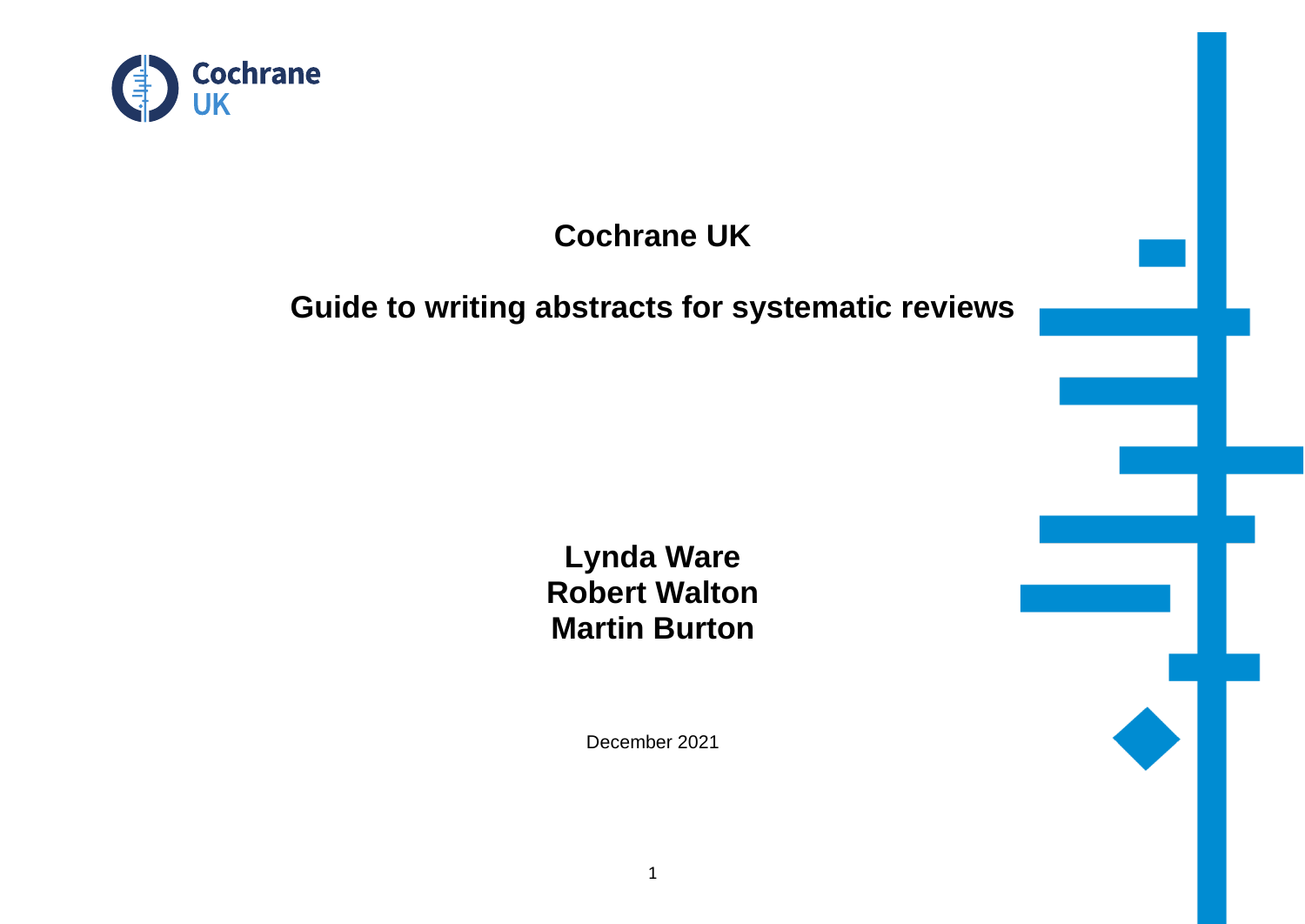# Cochrane UK

## Guide to writing abstracts for systematic reviews

**Lynda Ware**
**Robert Walton**
**Martin Burton**

December 2021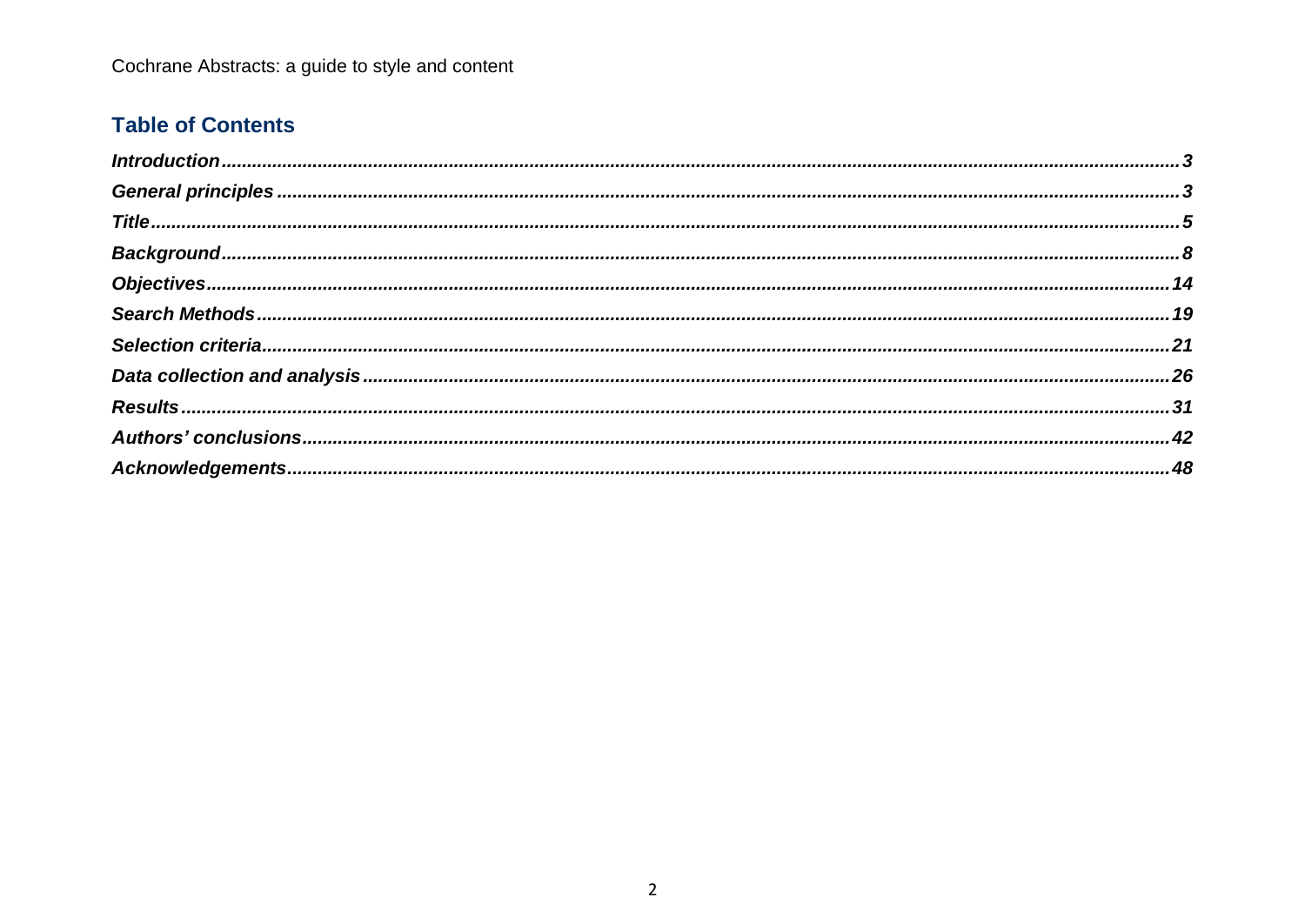## Table of Contents

***Introduction*** ..................................................................................................... 3

***General principles*** ........................................................................................... 3

***Title*** ................................................................................................................. 5

***Background*** ..................................................................................................... 8

***Objectives*** ..................................................................................................... 14

***Search Methods*** ............................................................................................ 19

***Selection criteria*** .......................................................................................... 21

***Data collection and analysis*** .......................................................................... 26

***Results*** ........................................................................................................... 31

***Authors' conclusions*** ..................................................................................... 42

***Acknowledgements*** ........................................................................................ 48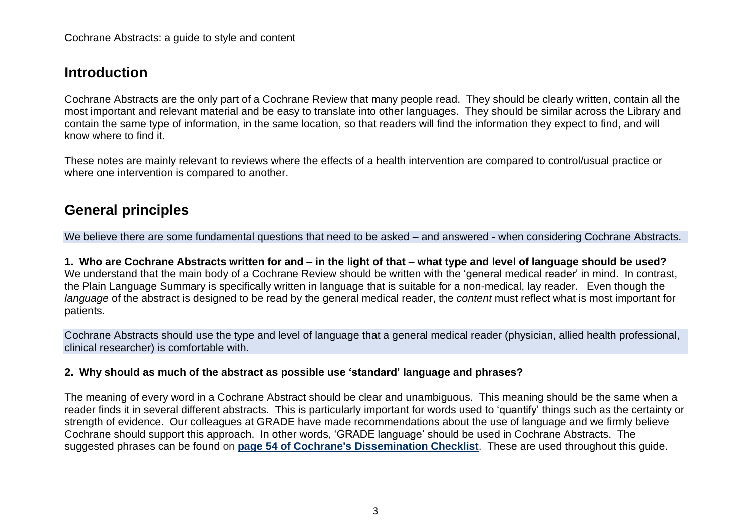## Introduction

Cochrane Abstracts are the only part of a Cochrane Review that many people read. They should be clearly written, contain all the most important and relevant material and be easy to translate into other languages. They should be similar across the Library and contain the same type of information, in the same location, so that readers will find the information they expect to find, and will know where to find it.

These notes are mainly relevant to reviews where the effects of a health intervention are compared to control/usual practice or where one intervention is compared to another.

## General principles

We believe there are some fundamental questions that need to be asked – and answered - when considering Cochrane Abstracts.

**1. Who are Cochrane Abstracts written for and – in the light of that – what type and level of language should be used?**
We understand that the main body of a Cochrane Review should be written with the 'general medical reader' in mind. In contrast, the Plain Language Summary is specifically written in language that is suitable for a non-medical, lay reader. Even though the *language* of the abstract is designed to be read by the general medical reader, the *content* must reflect what is most important for patients.

Cochrane Abstracts should use the type and level of language that a general medical reader (physician, allied health professional, clinical researcher) is comfortable with.

**2. Why should as much of the abstract as possible use 'standard' language and phrases?**

The meaning of every word in a Cochrane Abstract should be clear and unambiguous. This meaning should be the same when a reader finds it in several different abstracts. This is particularly important for words used to 'quantify' things such as the certainty or strength of evidence. Our colleagues at GRADE have made recommendations about the use of language and we firmly believe Cochrane should support this approach. In other words, 'GRADE language' should be used in Cochrane Abstracts. The suggested phrases can be found on **page 54 of Cochrane's Dissemination Checklist**. These are used throughout this guide.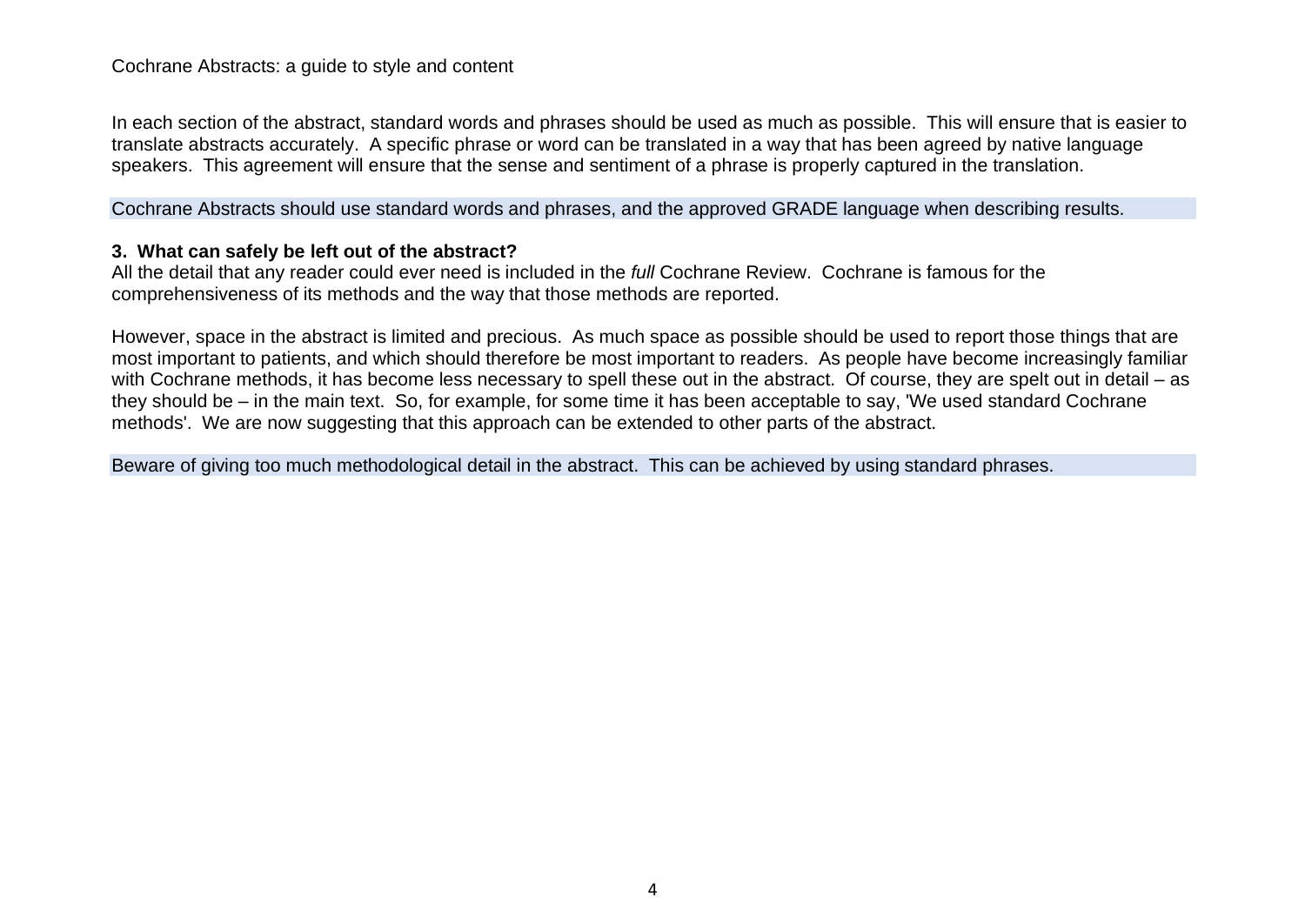In each section of the abstract, standard words and phrases should be used as much as possible. This will ensure that is easier to translate abstracts accurately. A specific phrase or word can be translated in a way that has been agreed by native language speakers. This agreement will ensure that the sense and sentiment of a phrase is properly captured in the translation.

Cochrane Abstracts should use standard words and phrases, and the approved GRADE language when describing results.

### 3. What can safely be left out of the abstract?

All the detail that any reader could ever need is included in the *full* Cochrane Review. Cochrane is famous for the comprehensiveness of its methods and the way that those methods are reported.

However, space in the abstract is limited and precious. As much space as possible should be used to report those things that are most important to patients, and which should therefore be most important to readers. As people have become increasingly familiar with Cochrane methods, it has become less necessary to spell these out in the abstract. Of course, they are spelt out in detail – as they should be – in the main text. So, for example, for some time it has been acceptable to say, 'We used standard Cochrane methods'. We are now suggesting that this approach can be extended to other parts of the abstract.

Beware of giving too much methodological detail in the abstract. This can be achieved by using standard phrases.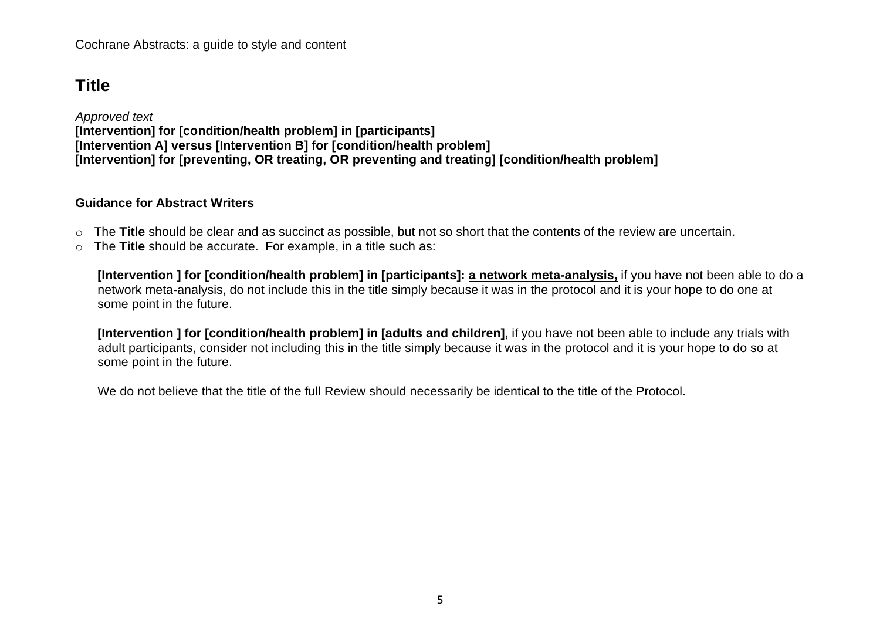# Title

*Approved text*
**[Intervention] for [condition/health problem] in [participants]**
**[Intervention A] versus [Intervention B] for [condition/health problem]**
**[Intervention] for [preventing, OR treating, OR preventing and treating] [condition/health problem]**

**Guidance for Abstract Writers**

- The **Title** should be clear and as succinct as possible, but not so short that the contents of the review are uncertain.
- The **Title** should be accurate. For example, in a title such as:

  **[Intervention ] for [condition/health problem] in [participants]: a network meta-analysis,** if you have not been able to do a network meta-analysis, do not include this in the title simply because it was in the protocol and it is your hope to do one at some point in the future.

  **[Intervention ] for [condition/health problem] in [adults and children],** if you have not been able to include any trials with adult participants, consider not including this in the title simply because it was in the protocol and it is your hope to do so at some point in the future.

  We do not believe that the title of the full Review should necessarily be identical to the title of the Protocol.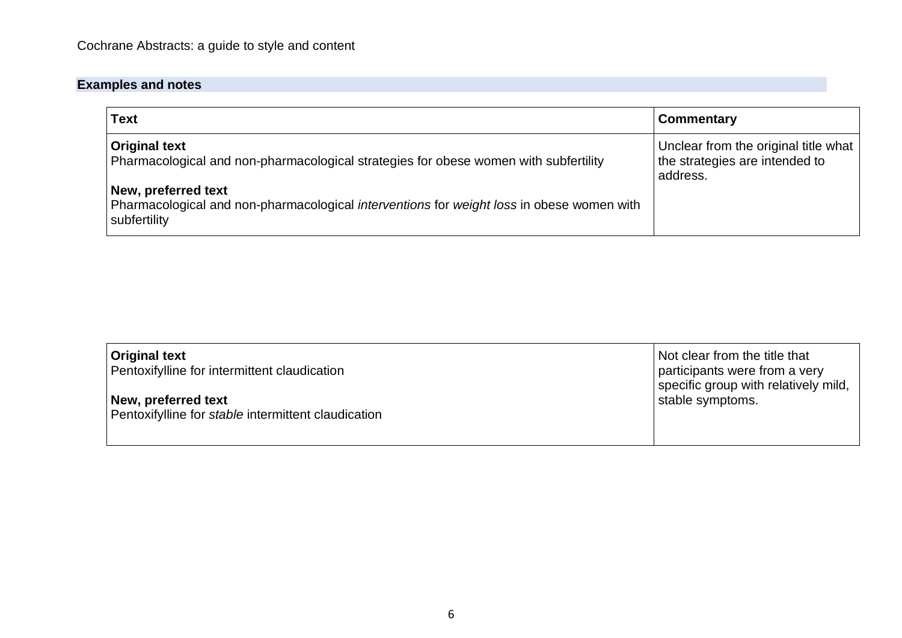## Examples and notes

| Text | Commentary |
| --- | --- |
| **Original text**<br>Pharmacological and non-pharmacological strategies for obese women with subfertility<br><br>**New, preferred text**<br>Pharmacological and non-pharmacological *interventions* for *weight loss* in obese women with subfertility | Unclear from the original title what the strategies are intended to address. |

| Original text / New, preferred text | Commentary |
| --- | --- |
| **Original text**<br>Pentoxifylline for intermittent claudication<br><br>**New, preferred text**<br>Pentoxifylline for *stable* intermittent claudication | Not clear from the title that participants were from a very specific group with relatively mild, stable symptoms. |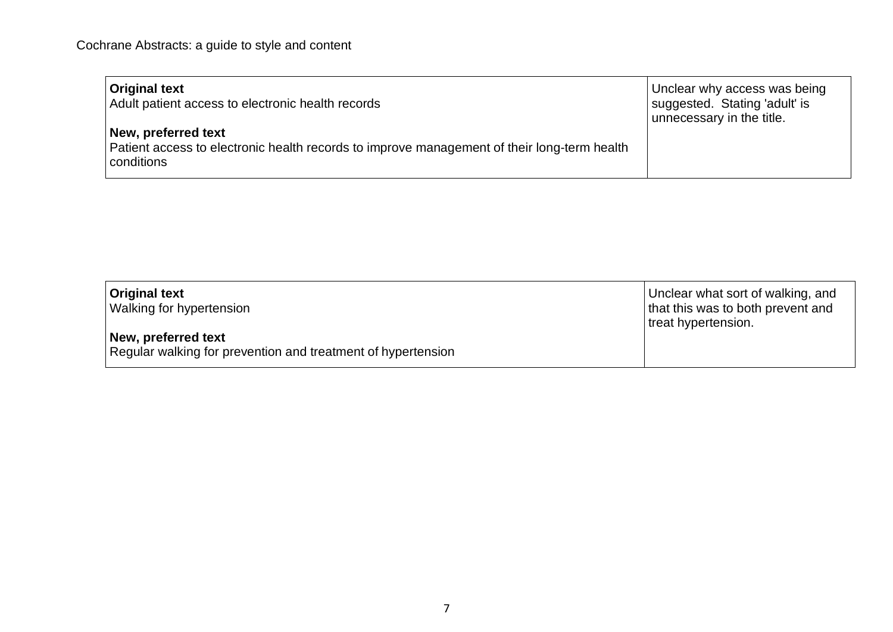| **Original text**<br>Adult patient access to electronic health records<br><br>**New, preferred text**<br>Patient access to electronic health records to improve management of their long-term health conditions | Unclear why access was being suggested. Stating 'adult' is unnecessary in the title. |
|---|---|

| **Original text**<br>Walking for hypertension<br><br>**New, preferred text**<br>Regular walking for prevention and treatment of hypertension | Unclear what sort of walking, and that this was to both prevent and treat hypertension. |
|---|---|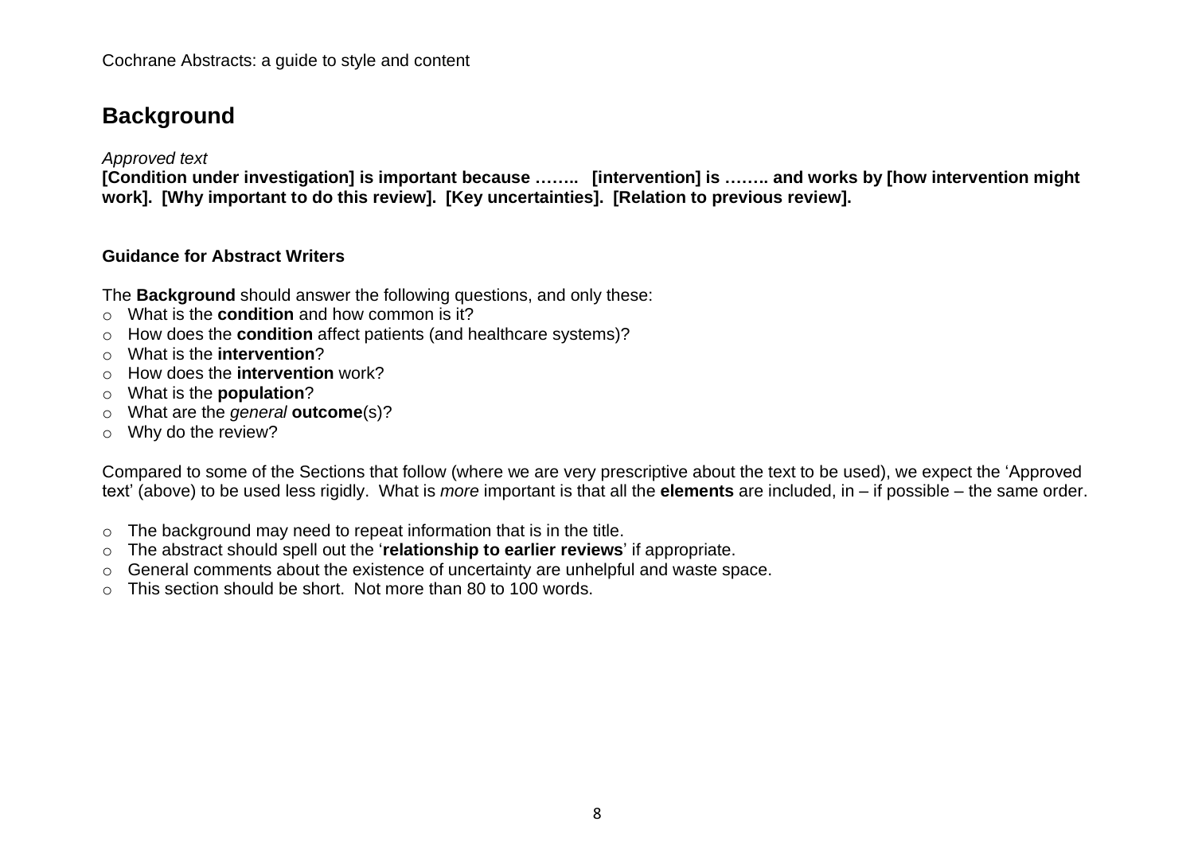## Background

*Approved text*
**[Condition under investigation] is important because …….. [intervention] is …….. and works by [how intervention might work]. [Why important to do this review]. [Key uncertainties]. [Relation to previous review].**

**Guidance for Abstract Writers**

The **Background** should answer the following questions, and only these:

- What is the **condition** and how common is it?
- How does the **condition** affect patients (and healthcare systems)?
- What is the **intervention**?
- How does the **intervention** work?
- What is the **population**?
- What are the *general* **outcome**(s)?
- Why do the review?

Compared to some of the Sections that follow (where we are very prescriptive about the text to be used), we expect the 'Approved text' (above) to be used less rigidly. What is *more* important is that all the **elements** are included, in – if possible – the same order.

- The background may need to repeat information that is in the title.
- The abstract should spell out the '**relationship to earlier reviews**' if appropriate.
- General comments about the existence of uncertainty are unhelpful and waste space.
- This section should be short. Not more than 80 to 100 words.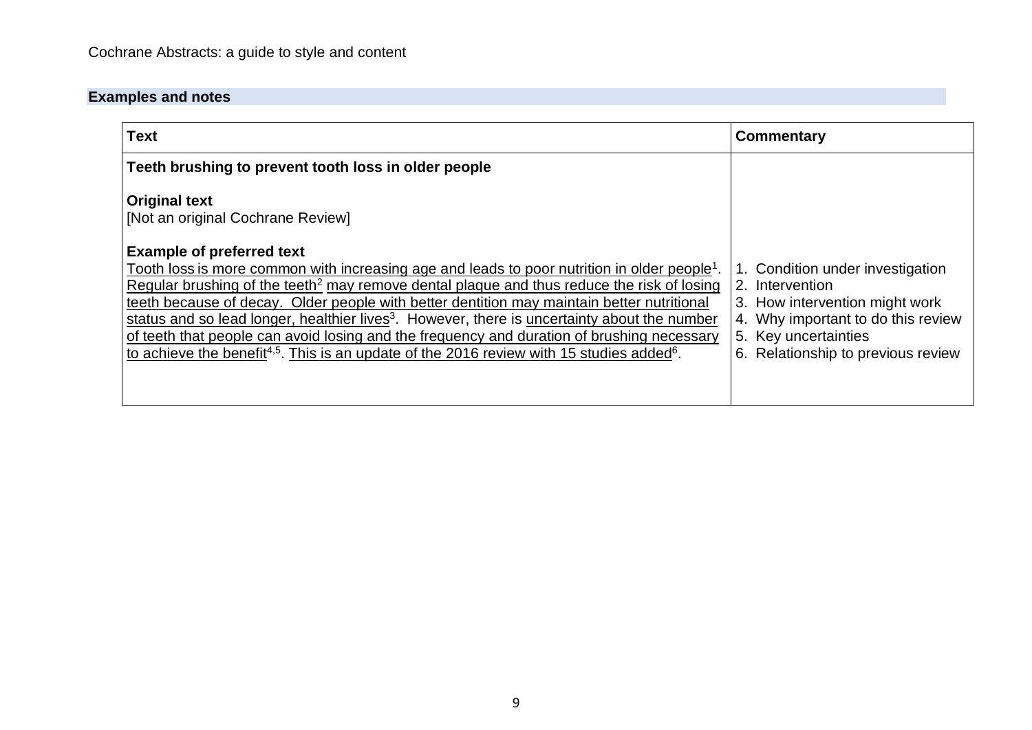## Examples and notes

| Text | Commentary |
| --- | --- |
| **Teeth brushing to prevent tooth loss in older people**<br><br>**Original text**<br>[Not an original Cochrane Review]<br><br>**Example of preferred text**<br><u>Tooth loss is more common with increasing age and leads to poor nutrition in older people</u>[1]. <u>Regular brushing of the teeth</u>[2] <u>may remove dental plaque and thus reduce the risk of losing teeth because of decay. Older people with better dentition may maintain better nutritional status and so lead longer, healthier lives</u>[3]. However, there is <u>uncertainty about the number of teeth that people can avoid losing and the frequency and duration of brushing necessary to achieve the benefit</u>[4,5]. <u>This is an update of the 2016 review with 15 studies added</u>[6]. | 1. Condition under investigation<br>2. Intervention<br>3. How intervention might work<br>4. Why important to do this review<br>5. Key uncertainties<br>6. Relationship to previous review |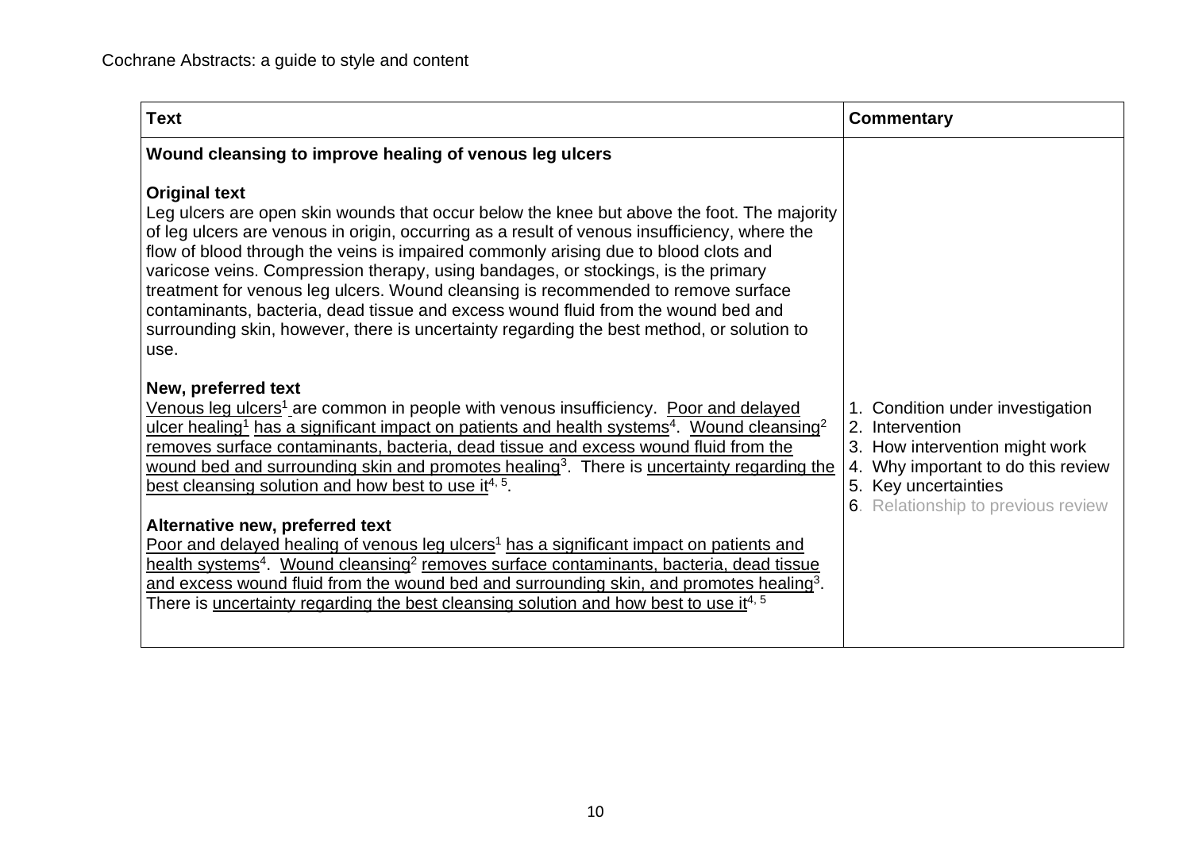| Text | Commentary |
| --- | --- |
| **Wound cleansing to improve healing of venous leg ulcers**<br><br>**Original text**<br>Leg ulcers are open skin wounds that occur below the knee but above the foot. The majority of leg ulcers are venous in origin, occurring as a result of venous insufficiency, where the flow of blood through the veins is impaired commonly arising due to blood clots and varicose veins. Compression therapy, using bandages, or stockings, is the primary treatment for venous leg ulcers. Wound cleansing is recommended to remove surface contaminants, bacteria, dead tissue and excess wound fluid from the wound bed and surrounding skin, however, there is uncertainty regarding the best method, or solution to use.<br><br>**New, preferred text**<br>Venous leg ulcers[1] are common in people with venous insufficiency. Poor and delayed ulcer healing[1] has a significant impact on patients and health systems[4]. Wound cleansing[2] removes surface contaminants, bacteria, dead tissue and excess wound fluid from the wound bed and surrounding skin and promotes healing[3]. There is uncertainty regarding the best cleansing solution and how best to use it[4, 5].<br><br>**Alternative new, preferred text**<br>Poor and delayed healing of venous leg ulcers[1] has a significant impact on patients and health systems[4]. Wound cleansing[2] removes surface contaminants, bacteria, dead tissue and excess wound fluid from the wound bed and surrounding skin, and promotes healing[3]. There is uncertainty regarding the best cleansing solution and how best to use it[4, 5] | 1. Condition under investigation<br>2. Intervention<br>3. How intervention might work<br>4. Why important to do this review<br>5. Key uncertainties<br>6. Relationship to previous review |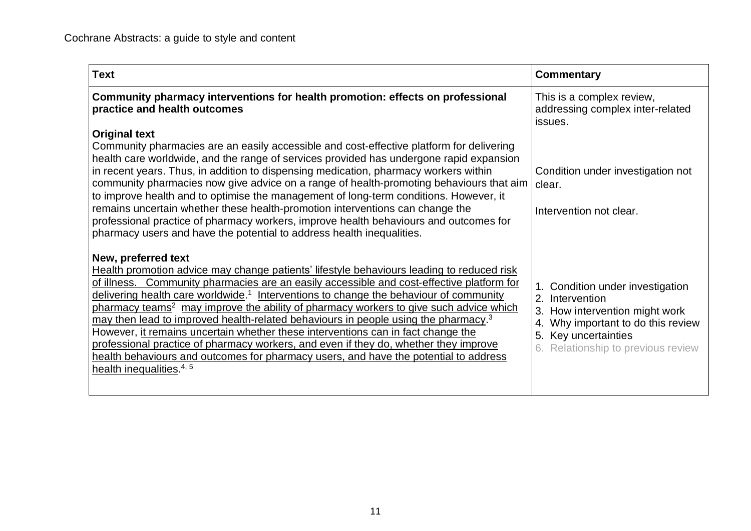| Text | Commentary |
| --- | --- |
| **Community pharmacy interventions for health promotion: effects on professional practice and health outcomes** | This is a complex review, addressing complex inter-related issues. |
| **Original text**<br>Community pharmacies are an easily accessible and cost-effective platform for delivering health care worldwide, and the range of services provided has undergone rapid expansion in recent years. Thus, in addition to dispensing medication, pharmacy workers within community pharmacies now give advice on a range of health-promoting behaviours that aim to improve health and to optimise the management of long-term conditions. However, it remains uncertain whether these health-promotion interventions can change the professional practice of pharmacy workers, improve health behaviours and outcomes for pharmacy users and have the potential to address health inequalities. | Condition under investigation not clear.<br><br>Intervention not clear. |
| **New, preferred text**<br><u>Health promotion advice may change patients' lifestyle behaviours leading to reduced risk of illness.</u> <u>Community pharmacies are an easily accessible and cost-effective platform for delivering health care worldwide</u>.[1] <u>Interventions to change the behaviour of community pharmacy teams</u>[2] <u>may improve the ability of pharmacy workers to give such advice which may then lead to improved health-related behaviours in people using the pharmacy</u>.[3] However, <u>it remains uncertain whether these interventions can in fact change the professional practice of pharmacy workers, and even if they do, whether they improve health behaviours and outcomes for pharmacy users, and have the potential to address health inequalities</u>.[4, 5] | 1. Condition under investigation<br>2. Intervention<br>3. How intervention might work<br>4. Why important to do this review<br>5. Key uncertainties<br>6. Relationship to previous review |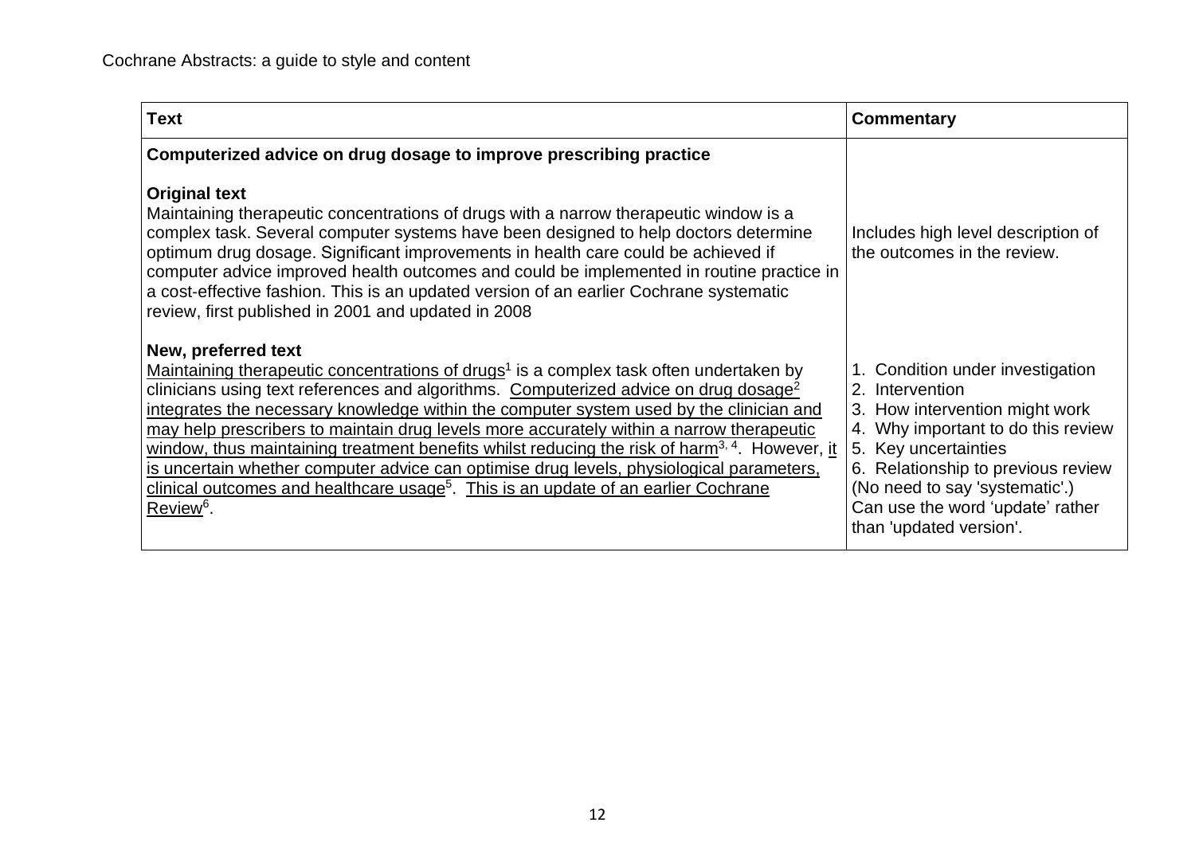| Text | Commentary |
| --- | --- |
| **Computerized advice on drug dosage to improve prescribing practice** | |
| **Original text**<br>Maintaining therapeutic concentrations of drugs with a narrow therapeutic window is a complex task. Several computer systems have been designed to help doctors determine optimum drug dosage. Significant improvements in health care could be achieved if computer advice improved health outcomes and could be implemented in routine practice in a cost-effective fashion. This is an updated version of an earlier Cochrane systematic review, first published in 2001 and updated in 2008 | Includes high level description of the outcomes in the review. |
| **New, preferred text**<br><u>Maintaining therapeutic concentrations of drugs</u>[1] is a complex task often undertaken by clinicians using text references and algorithms. <u>Computerized advice on drug dosage</u>[2] <u>integrates the necessary knowledge within the computer system used by the clinician and may help prescribers to maintain drug levels more accurately within a narrow therapeutic window, thus maintaining treatment benefits whilst reducing the risk of harm</u>[3, 4]. However, <u>it is uncertain whether computer advice can optimise drug levels, physiological parameters, clinical outcomes and healthcare usage</u>[5]. <u>This is an update of an earlier Cochrane Review</u>[6]. | 1. Condition under investigation<br>2. Intervention<br>3. How intervention might work<br>4. Why important to do this review<br>5. Key uncertainties<br>6. Relationship to previous review (No need to say 'systematic'.) Can use the word 'update' rather than 'updated version'. |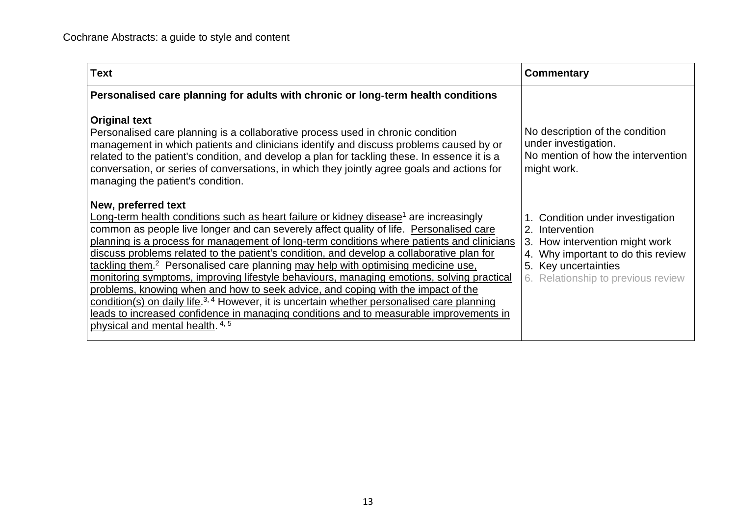| Text | Commentary |
|---|---|
| **Personalised care planning for adults with chronic or long-term health conditions** | |
| **Original text**<br>Personalised care planning is a collaborative process used in chronic condition management in which patients and clinicians identify and discuss problems caused by or related to the patient's condition, and develop a plan for tackling these. In essence it is a conversation, or series of conversations, in which they jointly agree goals and actions for managing the patient's condition. | No description of the condition under investigation.<br>No mention of how the intervention might work. |
| **New, preferred text**<br><u>Long-term health conditions such as heart failure or kidney disease</u>[1] are increasingly common as people live longer and can severely affect quality of life. <u>Personalised care planning is a process for management of long-term conditions where patients and clinicians discuss problems related to the patient's condition, and develop a collaborative plan for tackling them</u>.[2] Personalised care planning <u>may help with optimising medicine use, monitoring symptoms, improving lifestyle behaviours, managing emotions, solving practical problems, knowing when and how to seek advice, and coping with the impact of the condition(s) on daily life</u>.[3, 4] However, it is uncertain <u>whether personalised care planning leads to increased confidence in managing conditions and to measurable improvements in physical and mental health</u>.[4, 5] | 1. Condition under investigation<br>2. Intervention<br>3. How intervention might work<br>4. Why important to do this review<br>5. Key uncertainties<br>6. Relationship to previous review |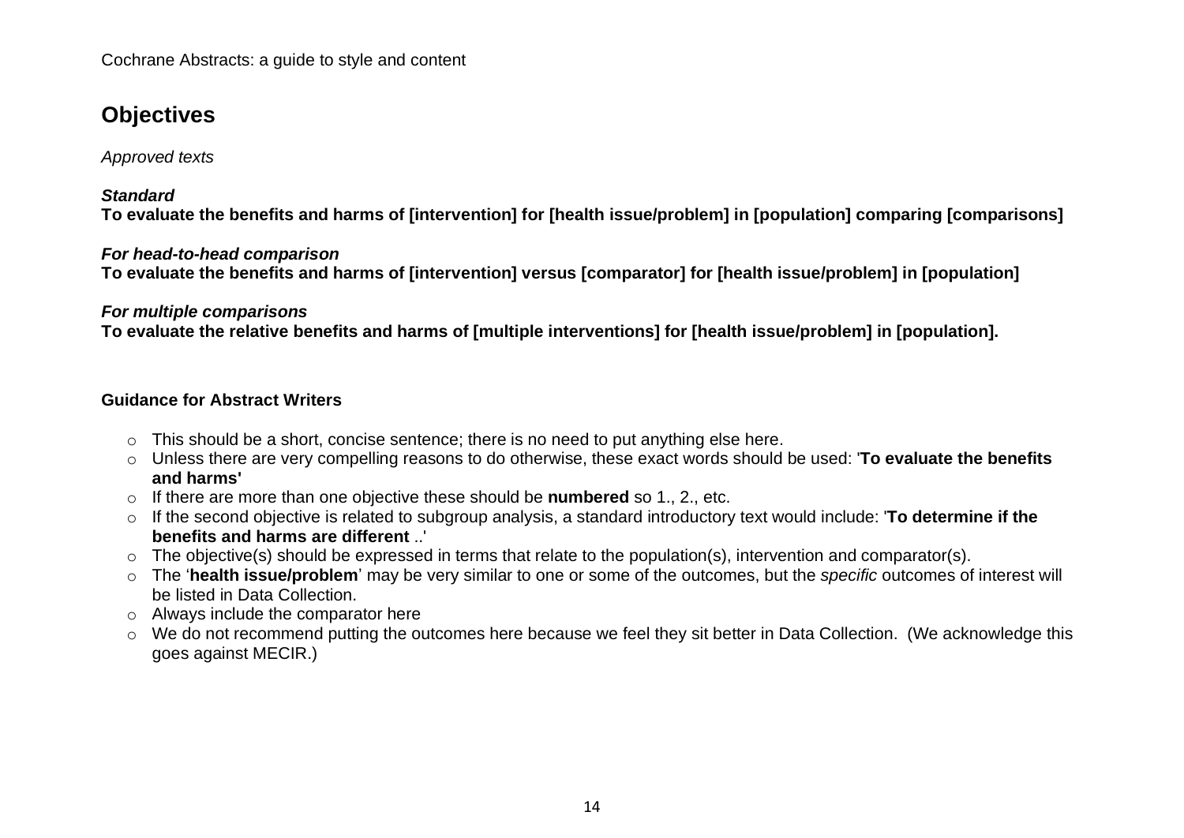## Objectives

*Approved texts*

***Standard***
**To evaluate the benefits and harms of [intervention] for [health issue/problem] in [population] comparing [comparisons]**

***For head-to-head comparison***
**To evaluate the benefits and harms of [intervention] versus [comparator] for [health issue/problem] in [population]**

***For multiple comparisons***
**To evaluate the relative benefits and harms of [multiple interventions] for [health issue/problem] in [population].**

### Guidance for Abstract Writers

- This should be a short, concise sentence; there is no need to put anything else here.
- Unless there are very compelling reasons to do otherwise, these exact words should be used: '**To evaluate the benefits and harms'**
- If there are more than one objective these should be **numbered** so 1., 2., etc.
- If the second objective is related to subgroup analysis, a standard introductory text would include: '**To determine if the benefits and harms are different** ..'
- The objective(s) should be expressed in terms that relate to the population(s), intervention and comparator(s).
- The '**health issue/problem**' may be very similar to one or some of the outcomes, but the *specific* outcomes of interest will be listed in Data Collection.
- Always include the comparator here
- We do not recommend putting the outcomes here because we feel they sit better in Data Collection. (We acknowledge this goes against MECIR.)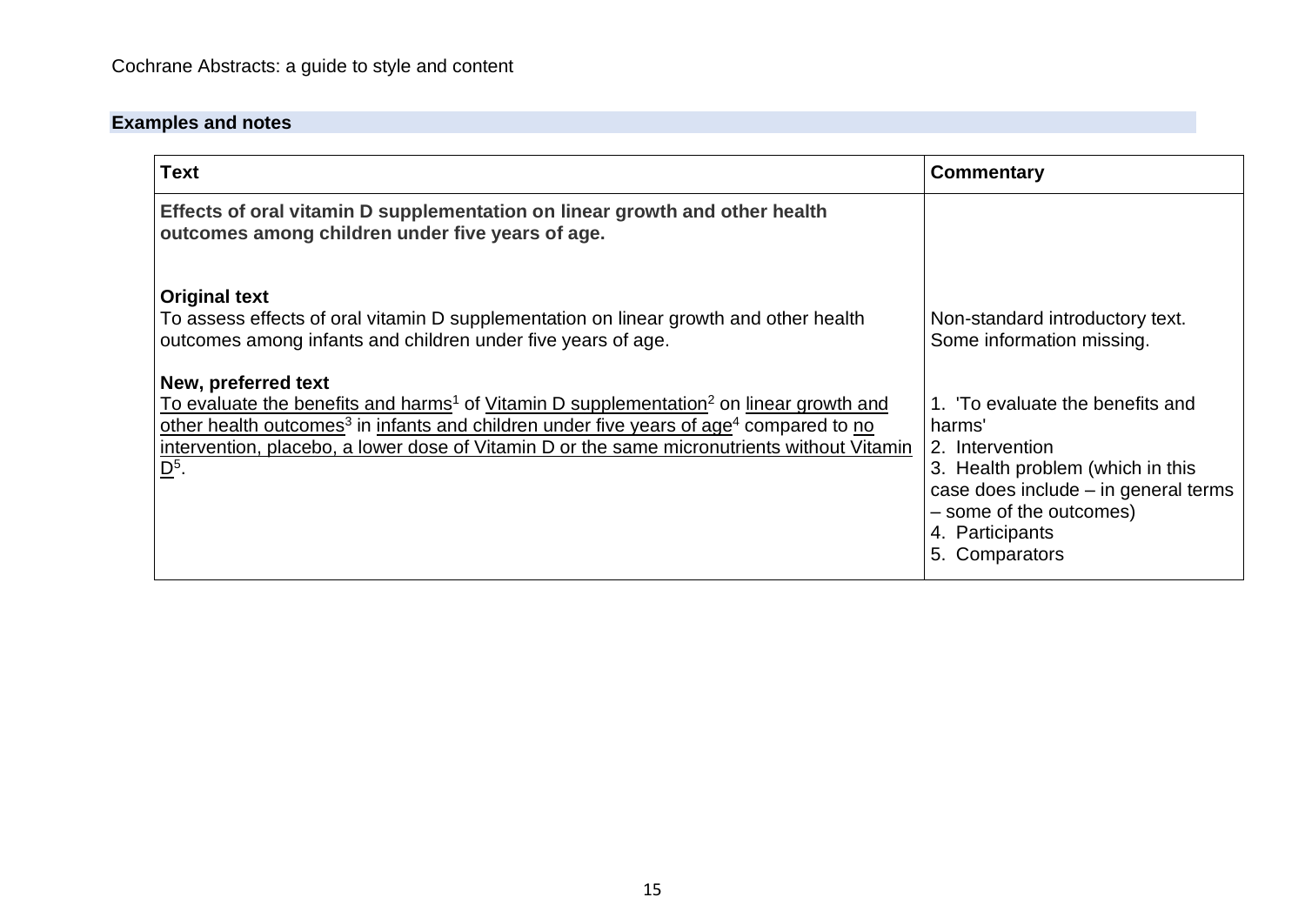## Examples and notes

| Text | Commentary |
| --- | --- |
| **Effects of oral vitamin D supplementation on linear growth and other health outcomes among children under five years of age.** | |
| **Original text**<br>To assess effects of oral vitamin D supplementation on linear growth and other health outcomes among infants and children under five years of age. | Non-standard introductory text.<br>Some information missing. |
| **New, preferred text**<br>To evaluate the benefits and harms[1] of Vitamin D supplementation[2] on linear growth and other health outcomes[3] in infants and children under five years of age[4] compared to no intervention, placebo, a lower dose of Vitamin D or the same micronutrients without Vitamin D[5]. | 1. 'To evaluate the benefits and harms'<br>2. Intervention<br>3. Health problem (which in this case does include – in general terms – some of the outcomes)<br>4. Participants<br>5. Comparators |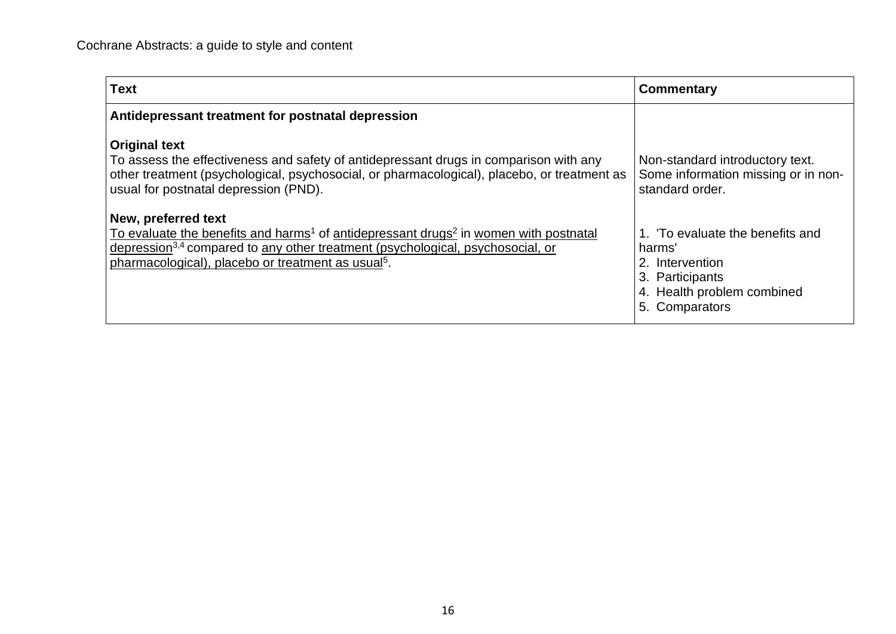| Text | Commentary |
| --- | --- |
| **Antidepressant treatment for postnatal depression** | |
| **Original text**<br>To assess the effectiveness and safety of antidepressant drugs in comparison with any other treatment (psychological, psychosocial, or pharmacological), placebo, or treatment as usual for postnatal depression (PND). | Non-standard introductory text. Some information missing or in non-standard order. |
| **New, preferred text**<br>To evaluate the benefits and harms[1] of antidepressant drugs[2] in women with postnatal depression[3,4] compared to any other treatment (psychological, psychosocial, or pharmacological), placebo or treatment as usual[5]. | 1. 'To evaluate the benefits and harms'<br>2. Intervention<br>3. Participants<br>4. Health problem combined<br>5. Comparators |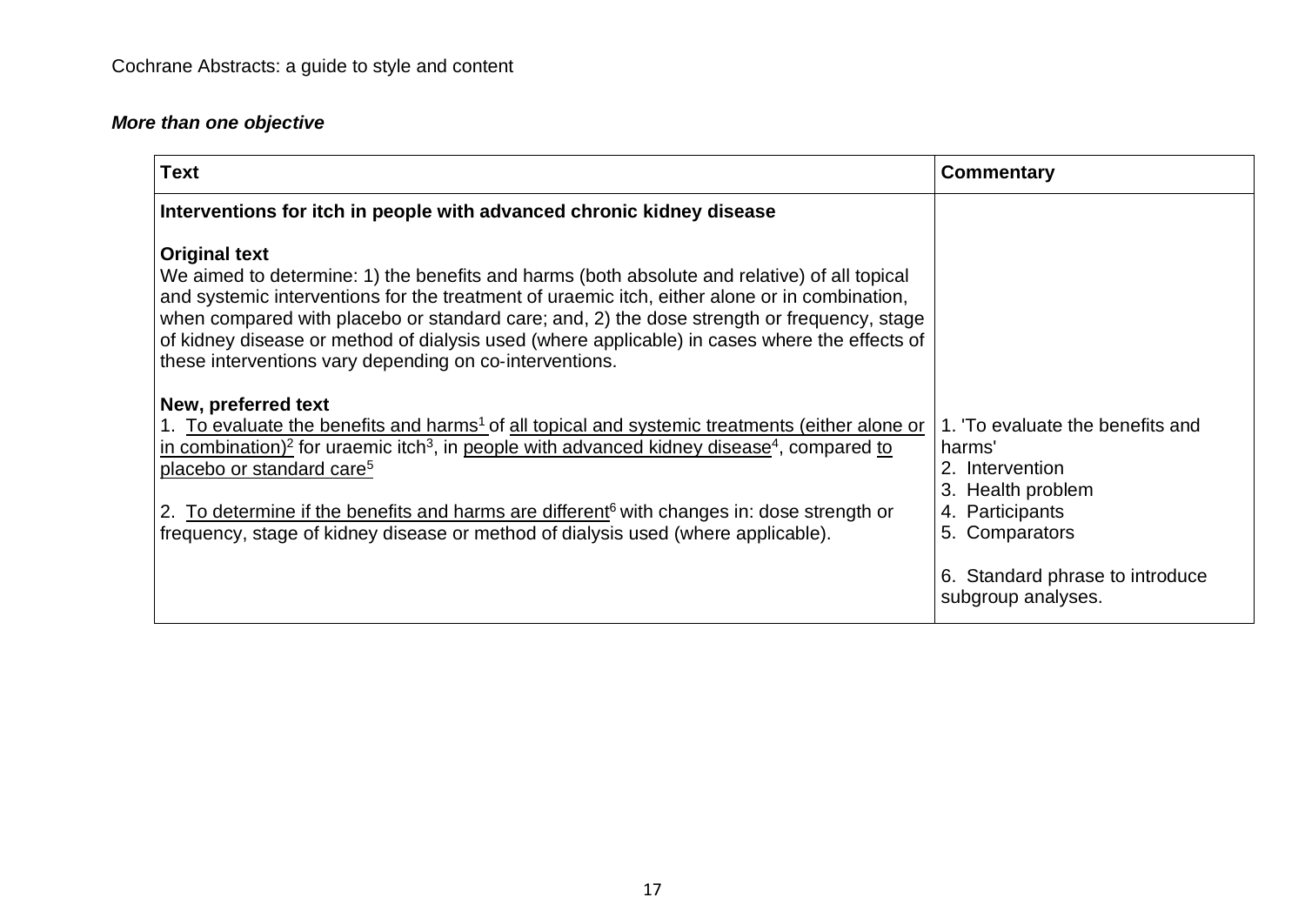***More than one objective***

| Text | Commentary |
|---|---|
| **Interventions for itch in people with advanced chronic kidney disease**<br><br>**Original text**<br>We aimed to determine: 1) the benefits and harms (both absolute and relative) of all topical and systemic interventions for the treatment of uraemic itch, either alone or in combination, when compared with placebo or standard care; and, 2) the dose strength or frequency, stage of kidney disease or method of dialysis used (where applicable) in cases where the effects of these interventions vary depending on co-interventions. | |
| **New, preferred text**<br>1. To evaluate the benefits and harms[1] of all topical and systemic treatments (either alone or in combination)[2] for uraemic itch[3], in people with advanced kidney disease[4], compared to placebo or standard care[5]<br><br>2. To determine if the benefits and harms are different[6] with changes in: dose strength or frequency, stage of kidney disease or method of dialysis used (where applicable). | 1. 'To evaluate the benefits and harms'<br>2. Intervention<br>3. Health problem<br>4. Participants<br>5. Comparators<br><br>6. Standard phrase to introduce subgroup analyses. |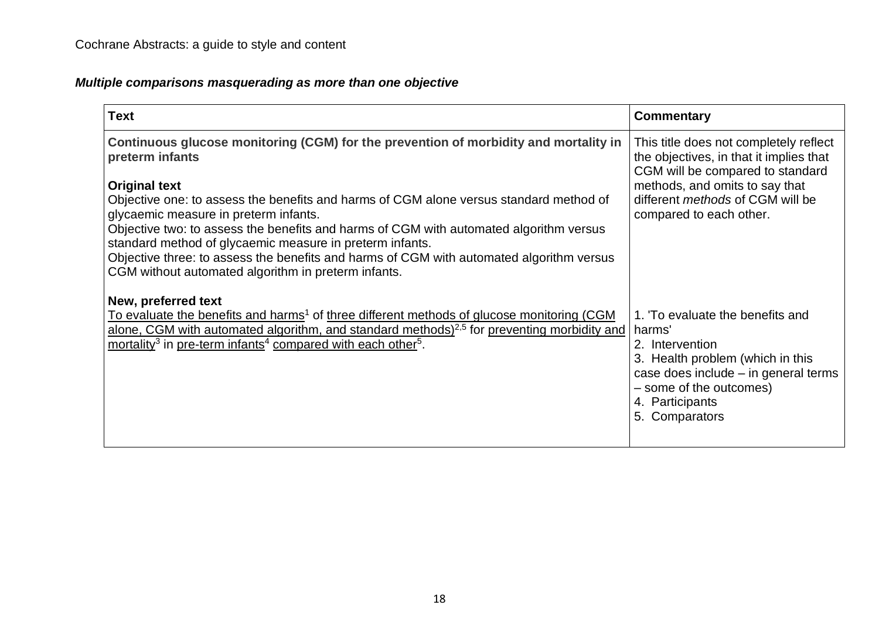### *Multiple comparisons masquerading as more than one objective*

| Text | Commentary |
|---|---|
| **Continuous glucose monitoring (CGM) for the prevention of morbidity and mortality in preterm infants**<br><br>**Original text**<br>Objective one: to assess the benefits and harms of CGM alone versus standard method of glycaemic measure in preterm infants.<br>Objective two: to assess the benefits and harms of CGM with automated algorithm versus standard method of glycaemic measure in preterm infants.<br>Objective three: to assess the benefits and harms of CGM with automated algorithm versus CGM without automated algorithm in preterm infants. | This title does not completely reflect the objectives, in that it implies that CGM will be compared to standard methods, and omits to say that different *methods* of CGM will be compared to each other. |
| **New, preferred text**<br>To evaluate the benefits and harms[1] of three different methods of glucose monitoring (CGM alone, CGM with automated algorithm, and standard methods)[2,5] for preventing morbidity and mortality[3] in pre-term infants[4] compared with each other[5]. | 1. 'To evaluate the benefits and harms'<br>2. Intervention<br>3. Health problem (which in this case does include – in general terms – some of the outcomes)<br>4. Participants<br>5. Comparators |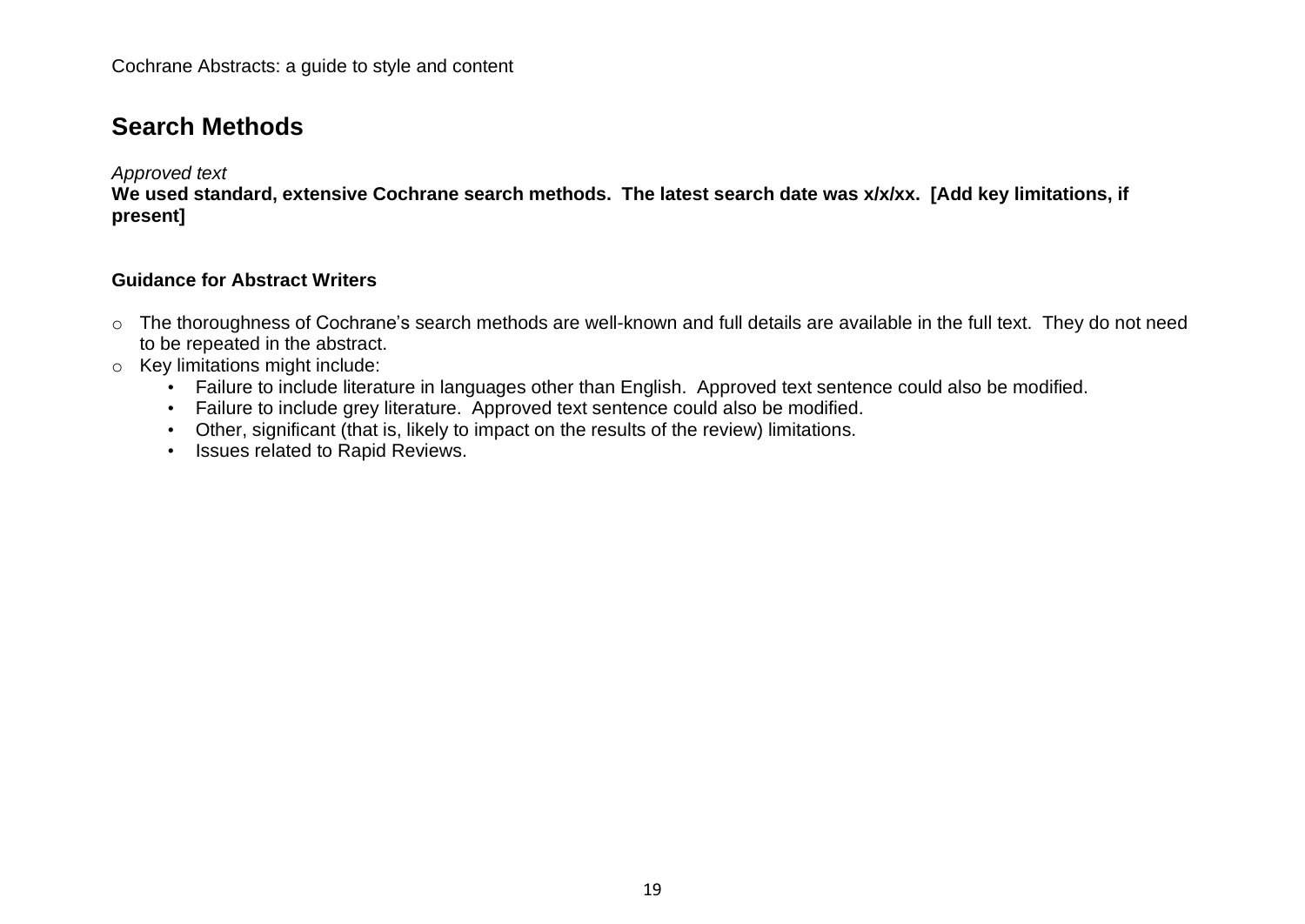## Search Methods

*Approved text*

**We used standard, extensive Cochrane search methods. The latest search date was x/x/xx. [Add key limitations, if present]**

**Guidance for Abstract Writers**

- The thoroughness of Cochrane's search methods are well-known and full details are available in the full text. They do not need to be repeated in the abstract.
- Key limitations might include:
  - Failure to include literature in languages other than English. Approved text sentence could also be modified.
  - Failure to include grey literature. Approved text sentence could also be modified.
  - Other, significant (that is, likely to impact on the results of the review) limitations.
  - Issues related to Rapid Reviews.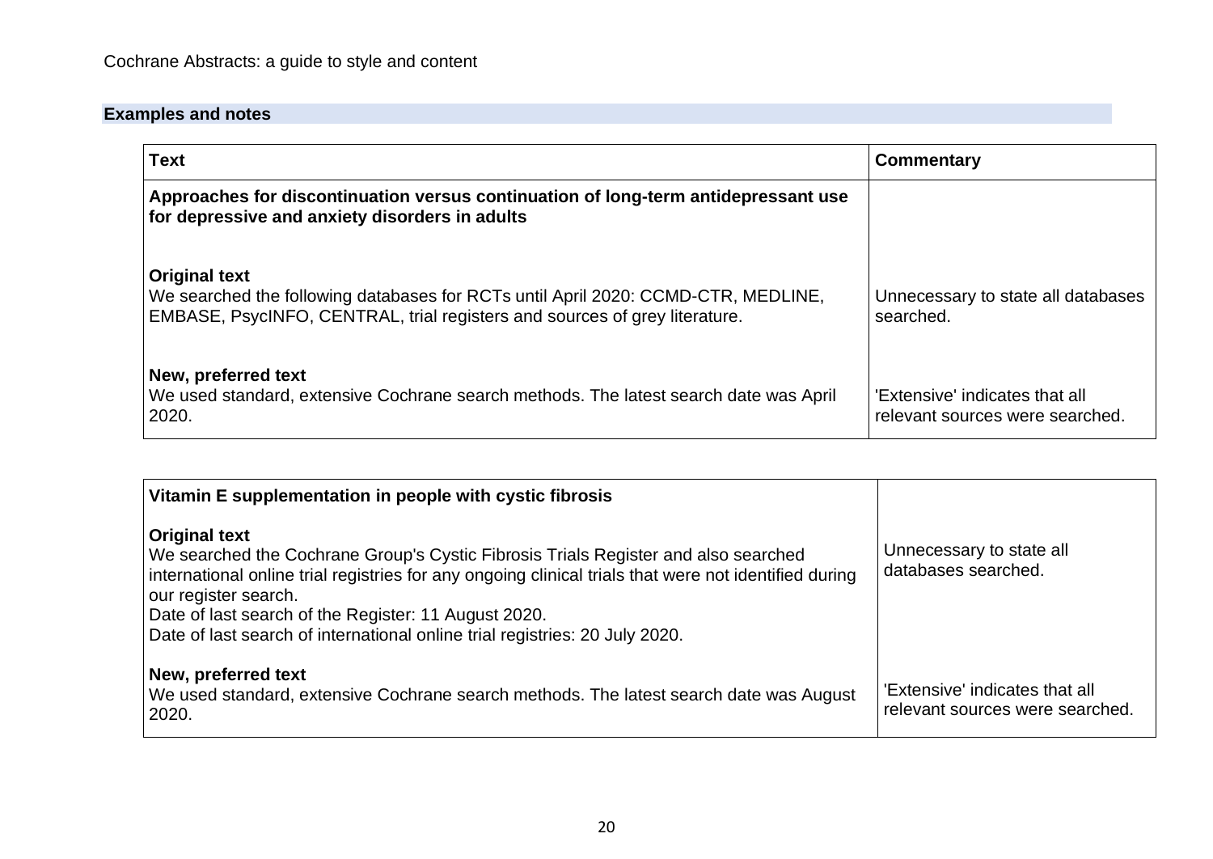## Examples and notes

| Text | Commentary |
|---|---|
| **Approaches for discontinuation versus continuation of long-term antidepressant use for depressive and anxiety disorders in adults** | |
| **Original text**<br>We searched the following databases for RCTs until April 2020: CCMD-CTR, MEDLINE, EMBASE, PsycINFO, CENTRAL, trial registers and sources of grey literature. | Unnecessary to state all databases searched. |
| **New, preferred text**<br>We used standard, extensive Cochrane search methods. The latest search date was April 2020. | 'Extensive' indicates that all relevant sources were searched. |

| Vitamin E supplementation in people with cystic fibrosis | |
|---|---|
| **Original text**<br>We searched the Cochrane Group's Cystic Fibrosis Trials Register and also searched international online trial registries for any ongoing clinical trials that were not identified during our register search.<br>Date of last search of the Register: 11 August 2020.<br>Date of last search of international online trial registries: 20 July 2020. | Unnecessary to state all databases searched. |
| **New, preferred text**<br>We used standard, extensive Cochrane search methods. The latest search date was August 2020. | 'Extensive' indicates that all relevant sources were searched. |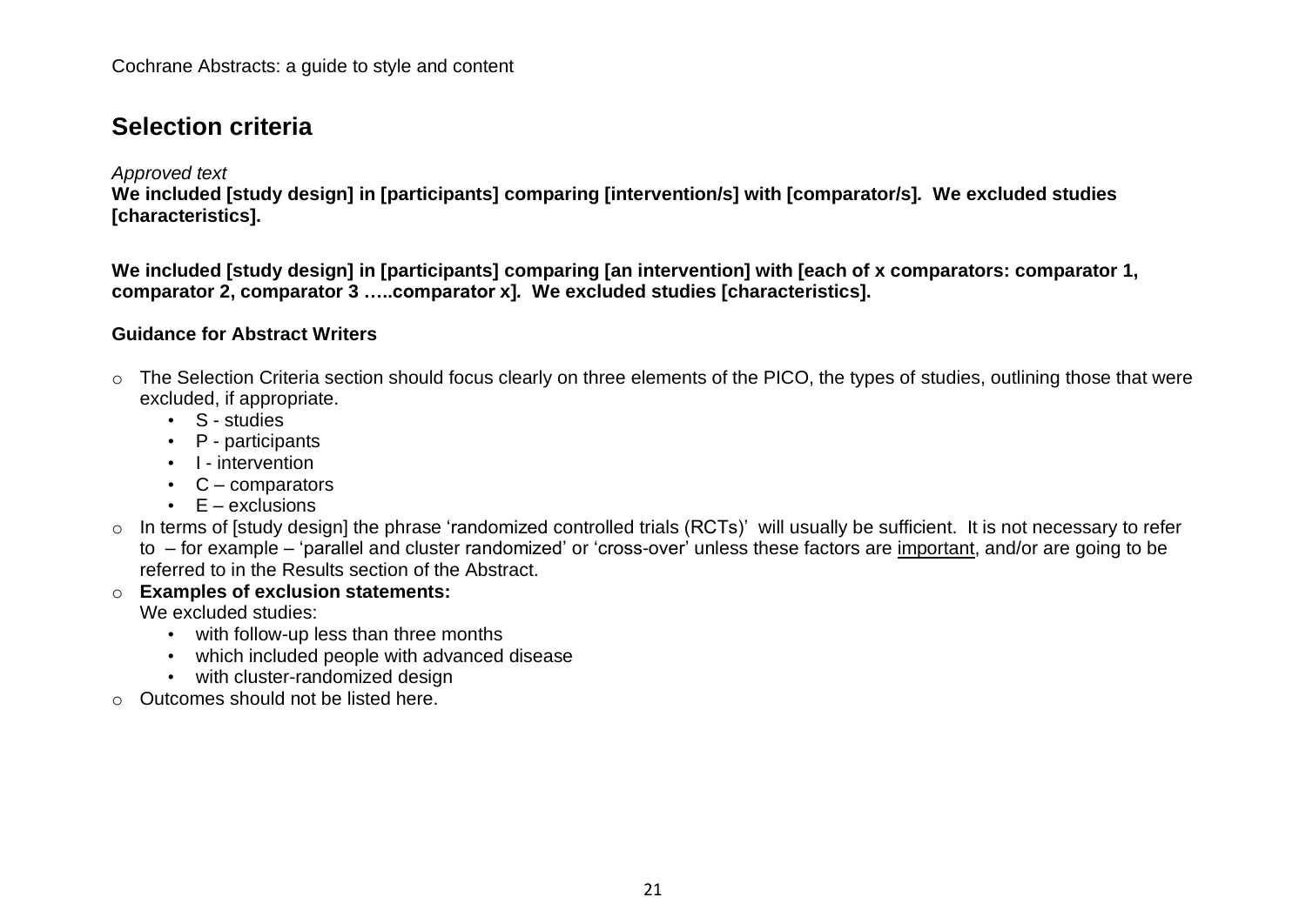## Selection criteria

*Approved text*

**We included [study design] in [participants] comparing [intervention/s] with [comparator/s]. We excluded studies [characteristics].**

**We included [study design] in [participants] comparing [an intervention] with [each of x comparators: comparator 1, comparator 2, comparator 3 …..comparator x]. We excluded studies [characteristics].**

**Guidance for Abstract Writers**

- The Selection Criteria section should focus clearly on three elements of the PICO, the types of studies, outlining those that were excluded, if appropriate.
  - S - studies
  - P - participants
  - I - intervention
  - C – comparators
  - E – exclusions
- In terms of [study design] the phrase 'randomized controlled trials (RCTs)' will usually be sufficient. It is not necessary to refer to – for example – 'parallel and cluster randomized' or 'cross-over' unless these factors are <u>important</u>, and/or are going to be referred to in the Results section of the Abstract.
- **Examples of exclusion statements:**
  We excluded studies:
  - with follow-up less than three months
  - which included people with advanced disease
  - with cluster-randomized design
- Outcomes should not be listed here.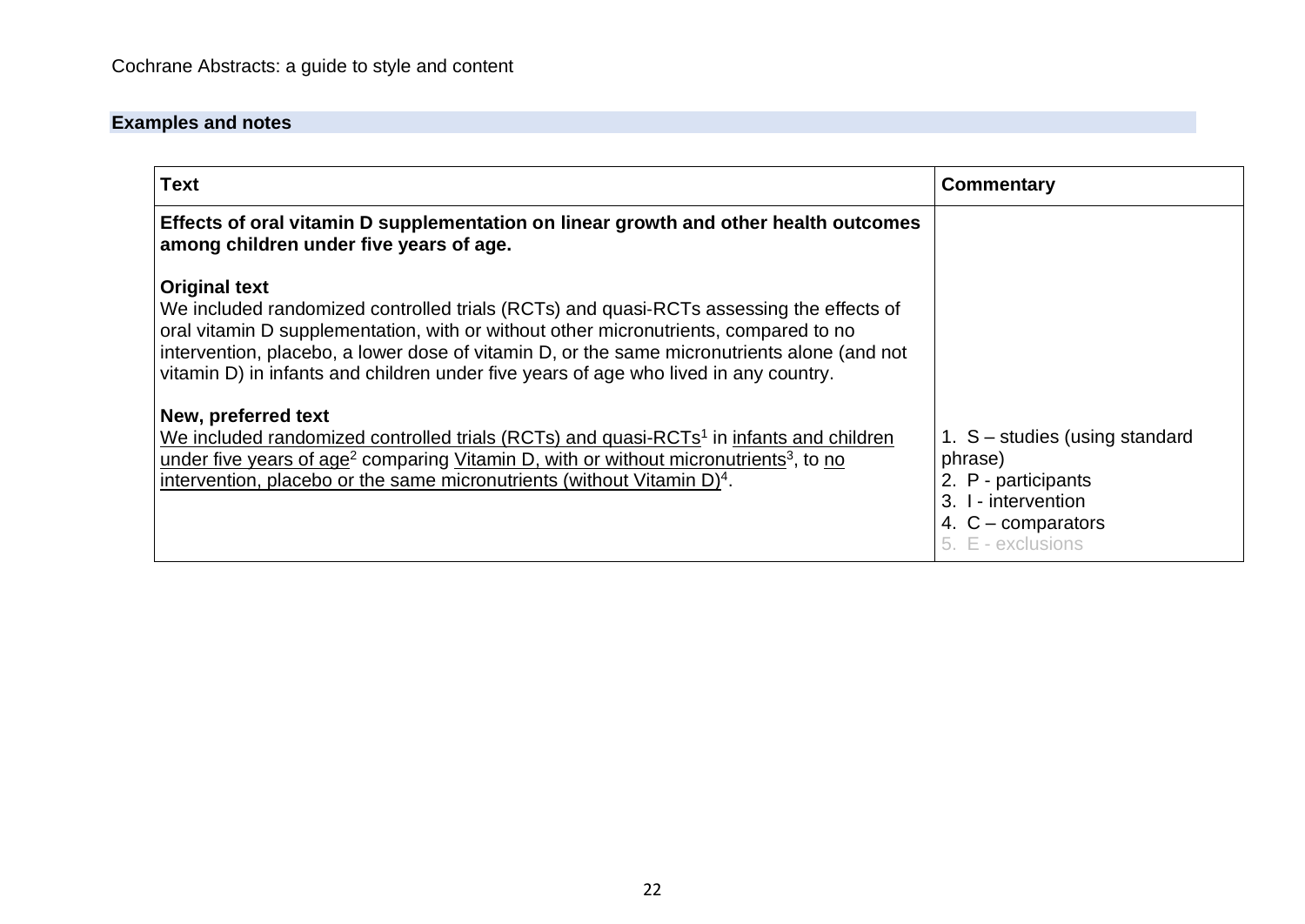## Examples and notes

| Text | Commentary |
| --- | --- |
| **Effects of oral vitamin D supplementation on linear growth and other health outcomes among children under five years of age.**<br><br>**Original text**<br>We included randomized controlled trials (RCTs) and quasi-RCTs assessing the effects of oral vitamin D supplementation, with or without other micronutrients, compared to no intervention, placebo, a lower dose of vitamin D, or the same micronutrients alone (and not vitamin D) in infants and children under five years of age who lived in any country.<br><br>**New, preferred text**<br><u>We included randomized controlled trials (RCTs) and quasi-RCTs</u>[1] in <u>infants and children under five years of age</u>[2] comparing <u>Vitamin D, with or without micronutrients</u>[3], to <u>no intervention, placebo or the same micronutrients (without Vitamin D)</u>[4]. | 1. S – studies (using standard phrase)<br>2. P - participants<br>3. I - intervention<br>4. C – comparators<br>5. E - exclusions |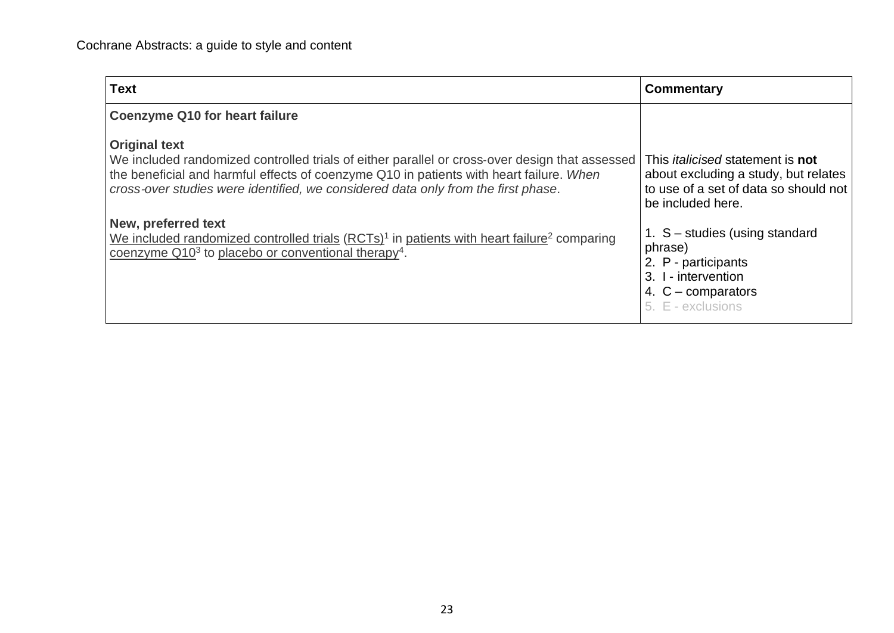| Text | Commentary |
| --- | --- |
| **Coenzyme Q10 for heart failure**<br><br>**Original text**<br>We included randomized controlled trials of either parallel or cross-over design that assessed the beneficial and harmful effects of coenzyme Q10 in patients with heart failure. *When cross-over studies were identified, we considered data only from the first phase*.<br><br>**New, preferred text**<br>We included randomized controlled trials (RCTs)[1] in patients with heart failure[2] comparing coenzyme Q10[3] to placebo or conventional therapy[4]. | This *italicised* statement is **not** about excluding a study, but relates to use of a set of data so should not be included here.<br><br>1. S – studies (using standard phrase)<br>2. P - participants<br>3. I - intervention<br>4. C – comparators<br>5. E - exclusions |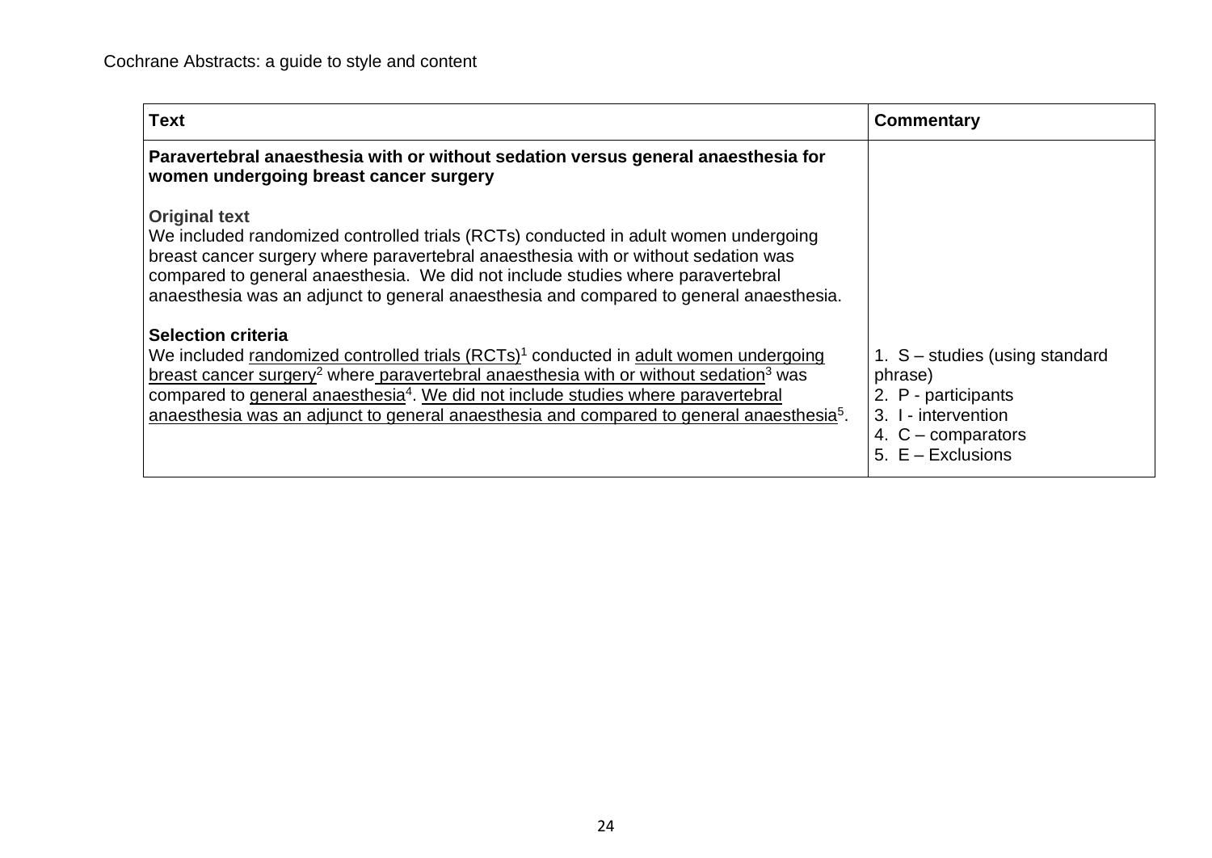| Text | Commentary |
| --- | --- |
| **Paravertebral anaesthesia with or without sedation versus general anaesthesia for women undergoing breast cancer surgery**<br><br>**Original text**<br>We included randomized controlled trials (RCTs) conducted in adult women undergoing breast cancer surgery where paravertebral anaesthesia with or without sedation was compared to general anaesthesia. We did not include studies where paravertebral anaesthesia was an adjunct to general anaesthesia and compared to general anaesthesia.<br><br>**Selection criteria**<br>We included randomized controlled trials (RCTs)[1] conducted in adult women undergoing breast cancer surgery[2] where paravertebral anaesthesia with or without sedation[3] was compared to general anaesthesia[4]. We did not include studies where paravertebral anaesthesia was an adjunct to general anaesthesia and compared to general anaesthesia[5]. | 1. S – studies (using standard phrase)<br>2. P - participants<br>3. I - intervention<br>4. C – comparators<br>5. E – Exclusions |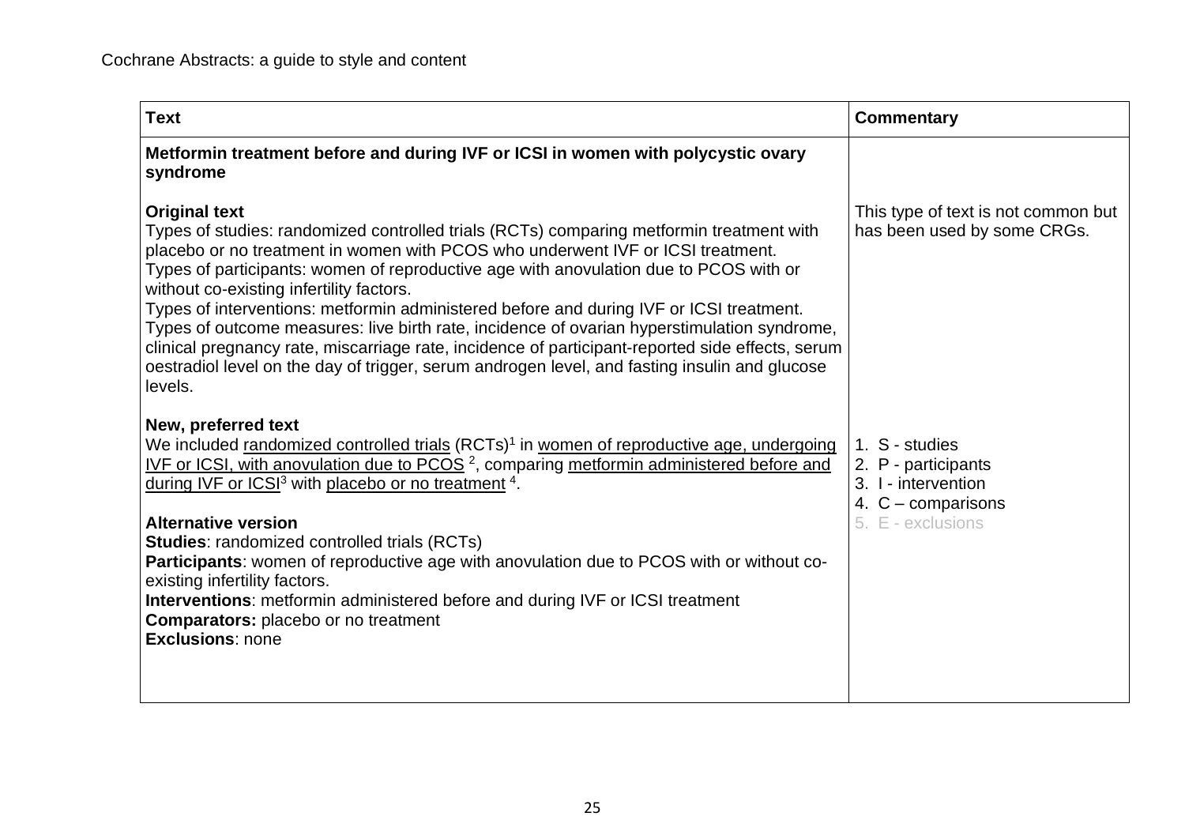| Text | Commentary |
| --- | --- |
| **Metformin treatment before and during IVF or ICSI in women with polycystic ovary syndrome** | |
| **Original text**<br>Types of studies: randomized controlled trials (RCTs) comparing metformin treatment with placebo or no treatment in women with PCOS who underwent IVF or ICSI treatment.<br>Types of participants: women of reproductive age with anovulation due to PCOS with or without co-existing infertility factors.<br>Types of interventions: metformin administered before and during IVF or ICSI treatment.<br>Types of outcome measures: live birth rate, incidence of ovarian hyperstimulation syndrome, clinical pregnancy rate, miscarriage rate, incidence of participant-reported side effects, serum oestradiol level on the day of trigger, serum androgen level, and fasting insulin and glucose levels. | This type of text is not common but has been used by some CRGs. |
| **New, preferred text**<br>We included randomized controlled trials (RCTs)[1] in women of reproductive age, undergoing IVF or ICSI, with anovulation due to PCOS [2], comparing metformin administered before and during IVF or ICSI[3] with placebo or no treatment [4].<br><br>**Alternative version**<br>**Studies**: randomized controlled trials (RCTs)<br>**Participants**: women of reproductive age with anovulation due to PCOS with or without co-existing infertility factors.<br>**Interventions**: metformin administered before and during IVF or ICSI treatment<br>**Comparators:** placebo or no treatment<br>**Exclusions**: none | 1. S - studies<br>2. P - participants<br>3. I - intervention<br>4. C – comparisons<br>5. E - exclusions |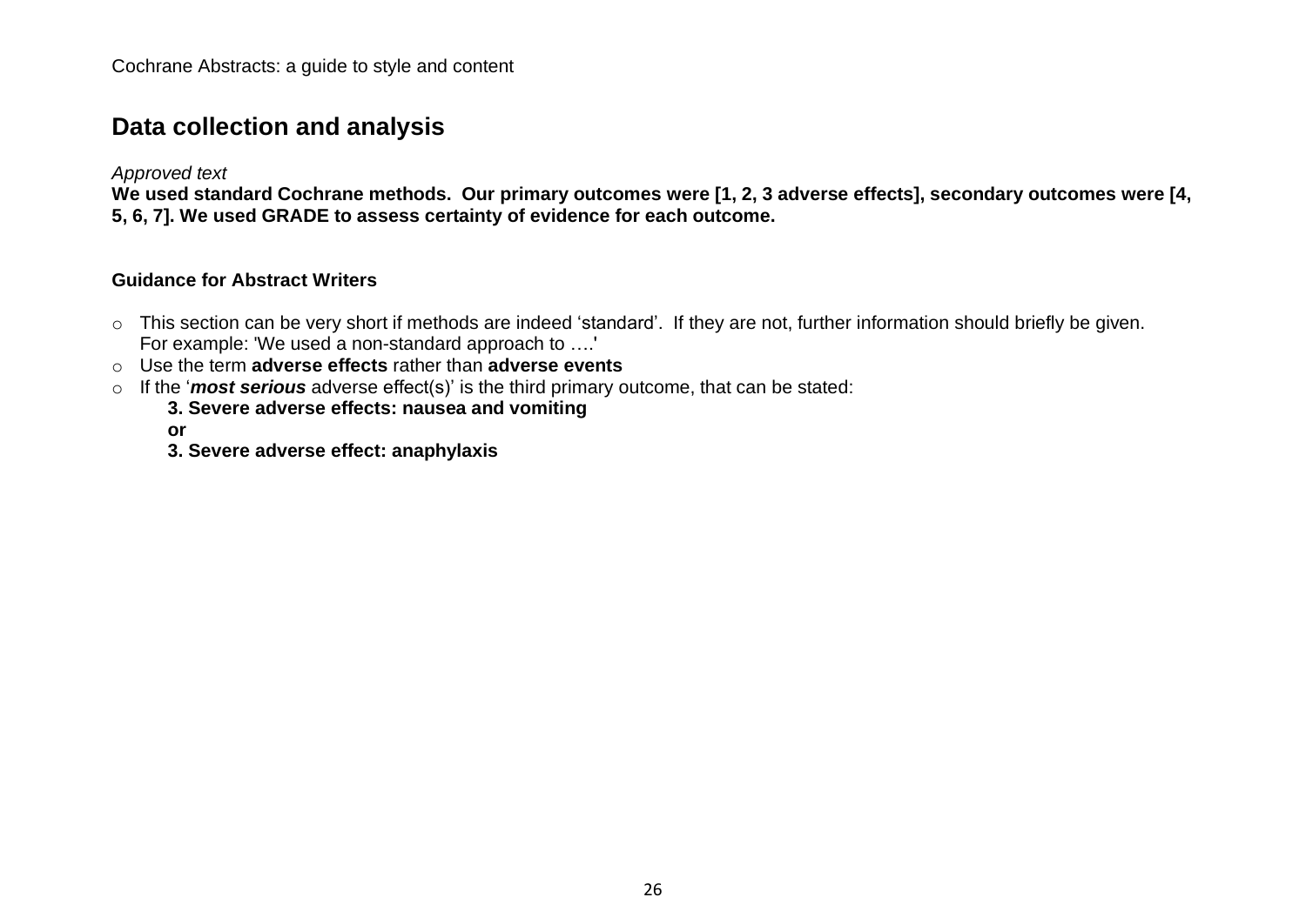## Data collection and analysis

*Approved text*

**We used standard Cochrane methods. Our primary outcomes were [1, 2, 3 adverse effects], secondary outcomes were [4, 5, 6, 7]. We used GRADE to assess certainty of evidence for each outcome.**

**Guidance for Abstract Writers**

- This section can be very short if methods are indeed 'standard'. If they are not, further information should briefly be given. For example: 'We used a non-standard approach to ….'
- Use the term **adverse effects** rather than **adverse events**
- If the '***most serious*** adverse effect(s)' is the third primary outcome, that can be stated:

  **3. Severe adverse effects: nausea and vomiting**

  **or**

  **3. Severe adverse effect: anaphylaxis**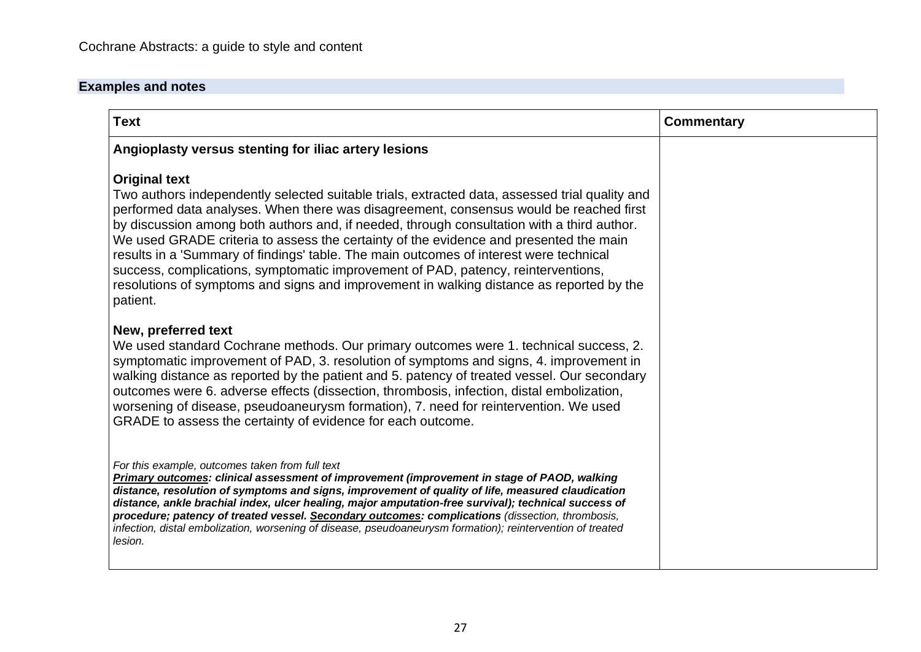## Examples and notes

| Text | Commentary |
| --- | --- |
| **Angioplasty versus stenting for iliac artery lesions**<br><br>**Original text**<br>Two authors independently selected suitable trials, extracted data, assessed trial quality and performed data analyses. When there was disagreement, consensus would be reached first by discussion among both authors and, if needed, through consultation with a third author. We used GRADE criteria to assess the certainty of the evidence and presented the main results in a 'Summary of findings' table. The main outcomes of interest were technical success, complications, symptomatic improvement of PAD, patency, reinterventions, resolutions of symptoms and signs and improvement in walking distance as reported by the patient.<br><br>**New, preferred text**<br>We used standard Cochrane methods. Our primary outcomes were 1. technical success, 2. symptomatic improvement of PAD, 3. resolution of symptoms and signs, 4. improvement in walking distance as reported by the patient and 5. patency of treated vessel. Our secondary outcomes were 6. adverse effects (dissection, thrombosis, infection, distal embolization, worsening of disease, pseudoaneurysm formation), 7. need for reintervention. We used GRADE to assess the certainty of evidence for each outcome.<br><br>*For this example, outcomes taken from full text*<br>***Primary outcomes*: clinical assessment of improvement (improvement in stage of PAOD, walking distance, resolution of symptoms and signs, improvement of quality of life, measured claudication distance, ankle brachial index, ulcer healing, major amputation-free survival); technical success of procedure; patency of treated vessel. *Secondary outcomes*: complications** *(dissection, thrombosis, infection, distal embolization, worsening of disease, pseudoaneurysm formation); reintervention of treated lesion.* | |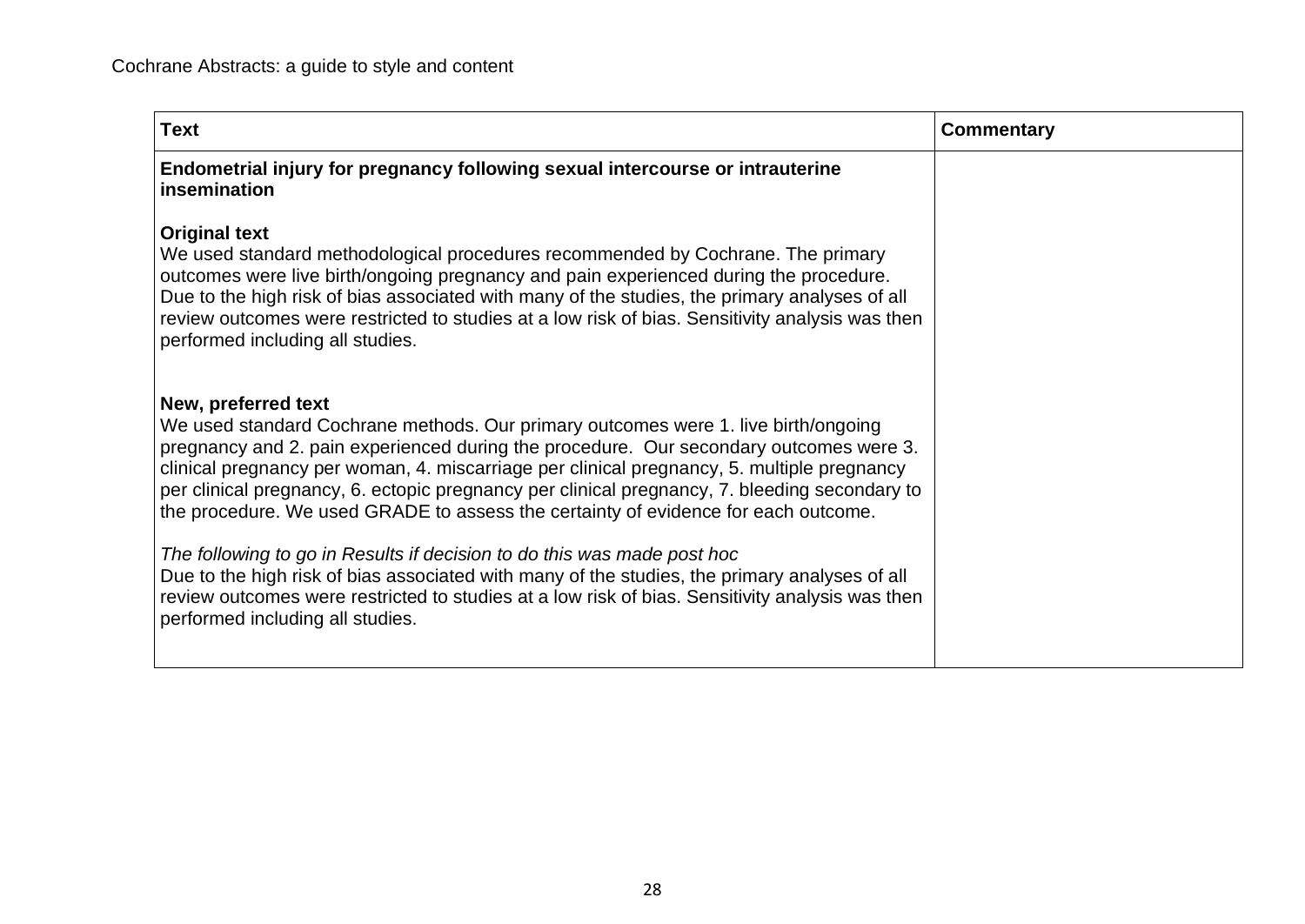| **Text** | **Commentary** |
| --- | --- |
| **Endometrial injury for pregnancy following sexual intercourse or intrauterine insemination**<br><br>**Original text**<br>We used standard methodological procedures recommended by Cochrane. The primary outcomes were live birth/ongoing pregnancy and pain experienced during the procedure. Due to the high risk of bias associated with many of the studies, the primary analyses of all review outcomes were restricted to studies at a low risk of bias. Sensitivity analysis was then performed including all studies.<br><br>**New, preferred text**<br>We used standard Cochrane methods. Our primary outcomes were 1. live birth/ongoing pregnancy and 2. pain experienced during the procedure. Our secondary outcomes were 3. clinical pregnancy per woman, 4. miscarriage per clinical pregnancy, 5. multiple pregnancy per clinical pregnancy, 6. ectopic pregnancy per clinical pregnancy, 7. bleeding secondary to the procedure. We used GRADE to assess the certainty of evidence for each outcome.<br><br>*The following to go in Results if decision to do this was made post hoc*<br>Due to the high risk of bias associated with many of the studies, the primary analyses of all review outcomes were restricted to studies at a low risk of bias. Sensitivity analysis was then performed including all studies. | |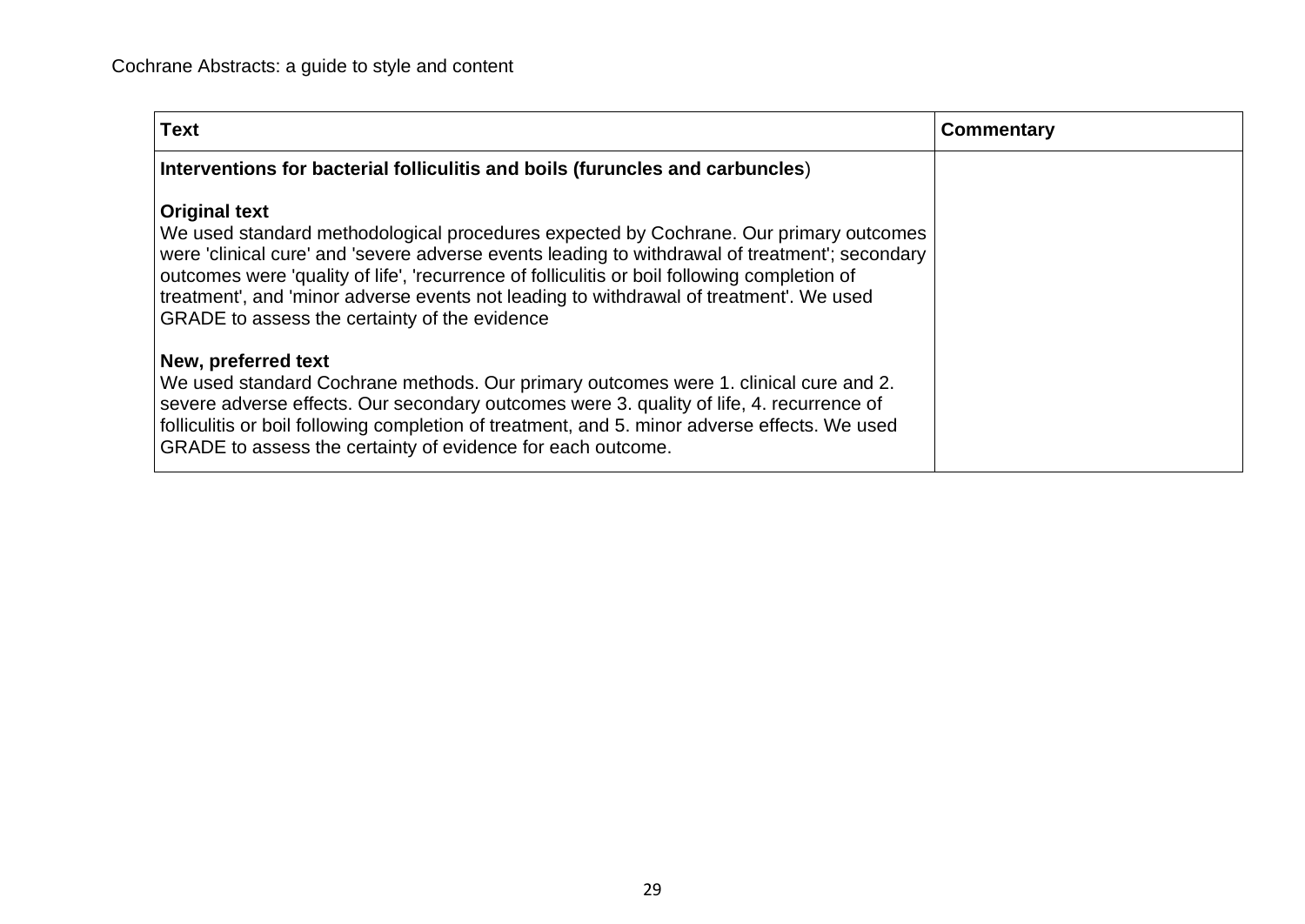| Text | Commentary |
|---|---|
| **Interventions for bacterial folliculitis and boils (furuncles and carbuncles**)<br><br>**Original text**<br>We used standard methodological procedures expected by Cochrane. Our primary outcomes were 'clinical cure' and 'severe adverse events leading to withdrawal of treatment'; secondary outcomes were 'quality of life', 'recurrence of folliculitis or boil following completion of treatment', and 'minor adverse events not leading to withdrawal of treatment'. We used GRADE to assess the certainty of the evidence<br><br>**New, preferred text**<br>We used standard Cochrane methods. Our primary outcomes were 1. clinical cure and 2. severe adverse effects. Our secondary outcomes were 3. quality of life, 4. recurrence of folliculitis or boil following completion of treatment, and 5. minor adverse effects. We used GRADE to assess the certainty of evidence for each outcome. | |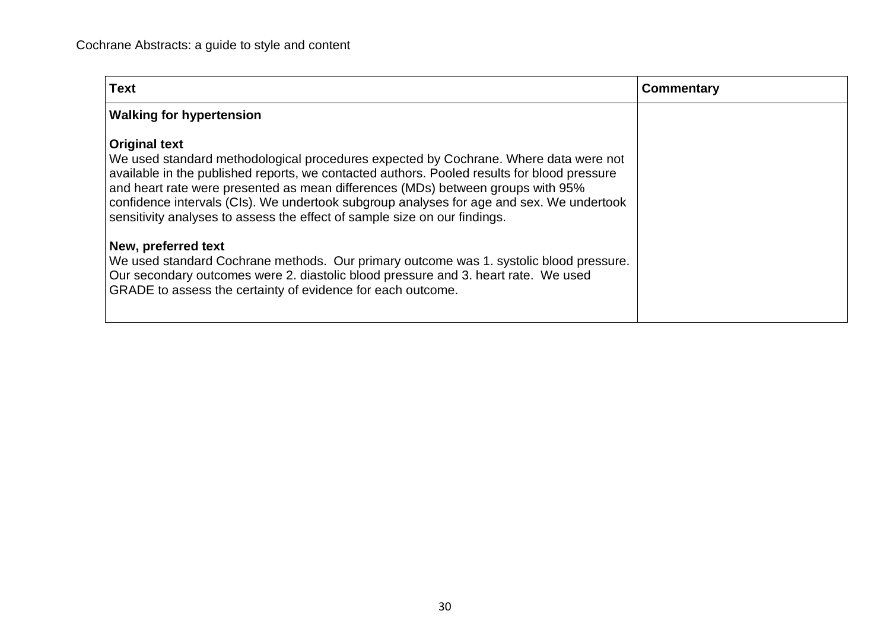| Text | Commentary |
| --- | --- |
| **Walking for hypertension**<br><br>**Original text**<br>We used standard methodological procedures expected by Cochrane. Where data were not available in the published reports, we contacted authors. Pooled results for blood pressure and heart rate were presented as mean differences (MDs) between groups with 95% confidence intervals (CIs). We undertook subgroup analyses for age and sex. We undertook sensitivity analyses to assess the effect of sample size on our findings.<br><br>**New, preferred text**<br>We used standard Cochrane methods. Our primary outcome was 1. systolic blood pressure. Our secondary outcomes were 2. diastolic blood pressure and 3. heart rate. We used GRADE to assess the certainty of evidence for each outcome. | |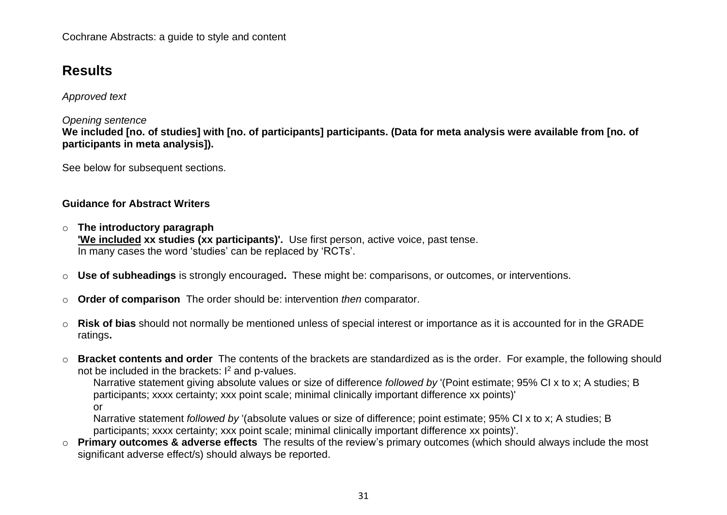# Results

*Approved text*

*Opening sentence*
**We included [no. of studies] with [no. of participants] participants. (Data for meta analysis were available from [no. of participants in meta analysis]).**

See below for subsequent sections.

**Guidance for Abstract Writers**

- **The introductory paragraph**
  **'<u>We included</u> xx studies (xx participants)'.** Use first person, active voice, past tense.
  In many cases the word 'studies' can be replaced by 'RCTs'.

- **Use of subheadings** is strongly encouraged**.** These might be: comparisons, or outcomes, or interventions.

- **Order of comparison** The order should be: intervention *then* comparator.

- **Risk of bias** should not normally be mentioned unless of special interest or importance as it is accounted for in the GRADE ratings**.**

- **Bracket contents and order** The contents of the brackets are standardized as is the order. For example, the following should not be included in the brackets: $I^2$ and p-values.
  Narrative statement giving absolute values or size of difference *followed by* '(Point estimate; 95% CI x to x; A studies; B participants; xxxx certainty; xxx point scale; minimal clinically important difference xx points)'
  or
  Narrative statement *followed by* '(absolute values or size of difference; point estimate; 95% CI x to x; A studies; B participants; xxxx certainty; xxx point scale; minimal clinically important difference xx points)'.
- **Primary outcomes & adverse effects** The results of the review's primary outcomes (which should always include the most significant adverse effect/s) should always be reported.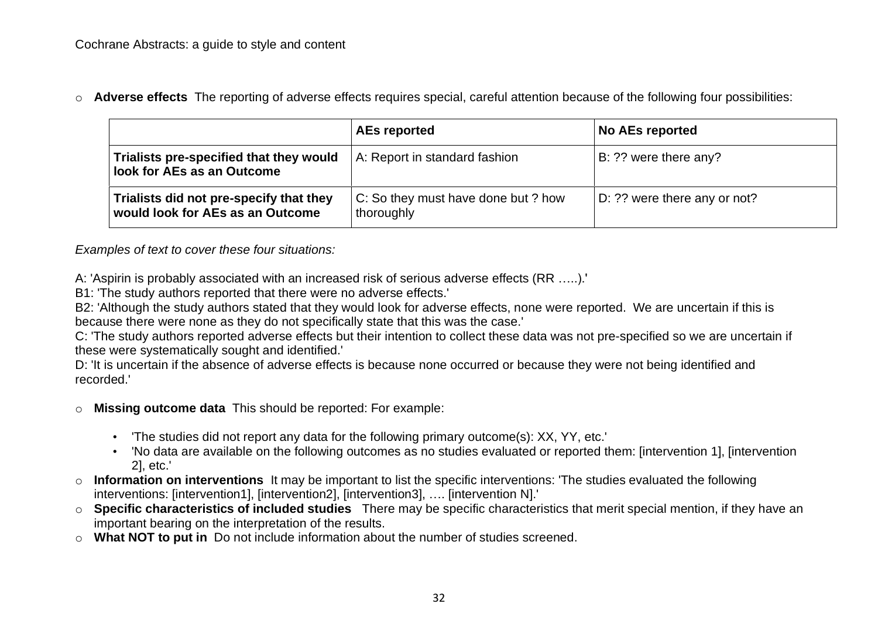- **Adverse effects** The reporting of adverse effects requires special, careful attention because of the following four possibilities:

| | **AEs reported** | **No AEs reported** |
|---|---|---|
| **Trialists pre-specified that they would look for AEs as an Outcome** | A: Report in standard fashion | B: ?? were there any? |
| **Trialists did not pre-specify that they would look for AEs as an Outcome** | C: So they must have done but ? how thoroughly | D: ?? were there any or not? |

*Examples of text to cover these four situations:*

A: 'Aspirin is probably associated with an increased risk of serious adverse effects (RR …..).'
B1: 'The study authors reported that there were no adverse effects.'
B2: 'Although the study authors stated that they would look for adverse effects, none were reported. We are uncertain if this is because there were none as they do not specifically state that this was the case.'
C: 'The study authors reported adverse effects but their intention to collect these data was not pre-specified so we are uncertain if these were systematically sought and identified.'
D: 'It is uncertain if the absence of adverse effects is because none occurred or because they were not being identified and recorded.'

- **Missing outcome data** This should be reported: For example:
    - 'The studies did not report any data for the following primary outcome(s): XX, YY, etc.'
    - 'No data are available on the following outcomes as no studies evaluated or reported them: [intervention 1], [intervention 2], etc.'
- **Information on interventions** It may be important to list the specific interventions: 'The studies evaluated the following interventions: [intervention1], [intervention2], [intervention3], …. [intervention N].'
- **Specific characteristics of included studies** There may be specific characteristics that merit special mention, if they have an important bearing on the interpretation of the results.
- **What NOT to put in** Do not include information about the number of studies screened.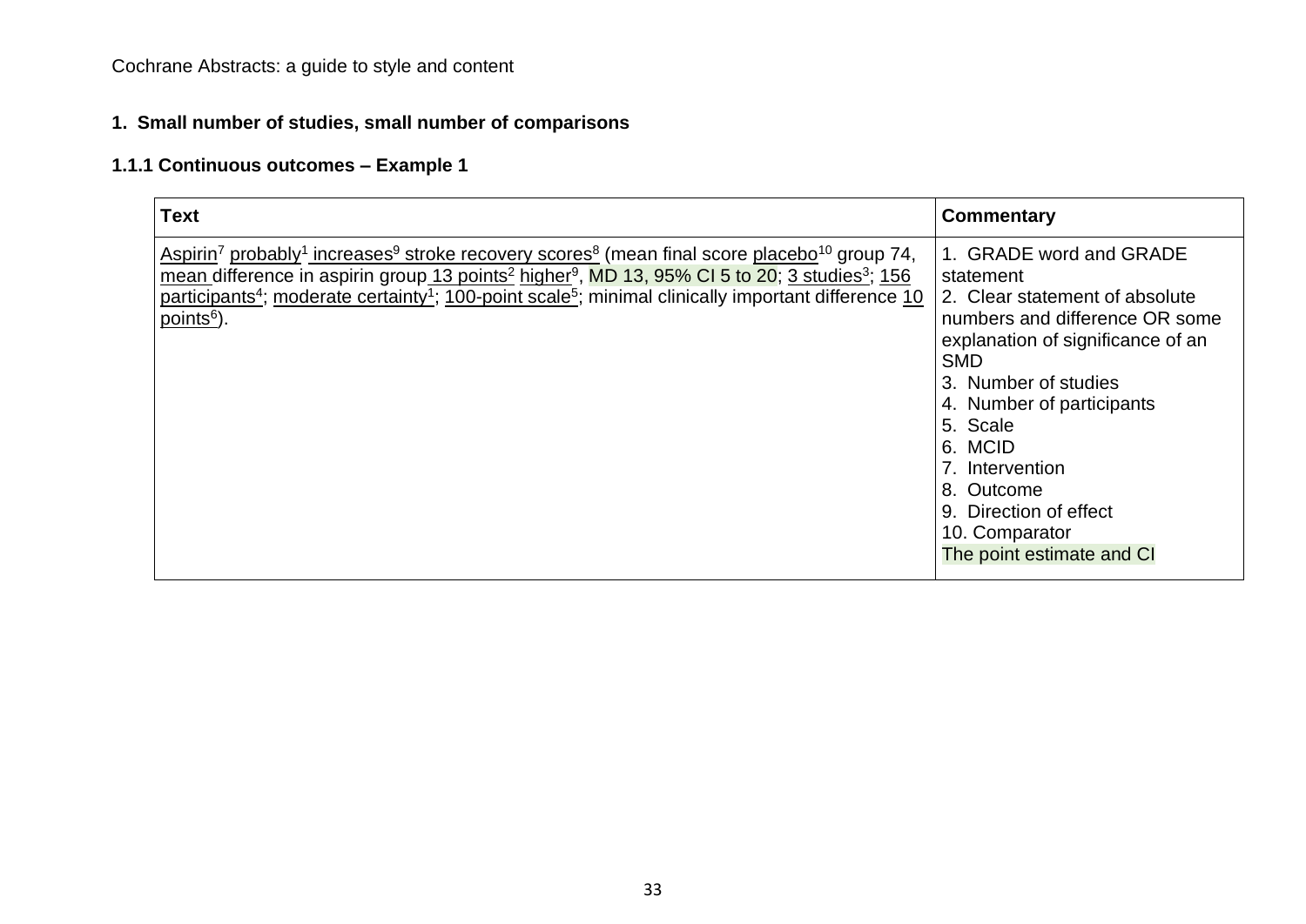## 1. Small number of studies, small number of comparisons

### 1.1.1 Continuous outcomes – Example 1

| Text | Commentary |
|---|---|
| Aspirin[7] probably[1] increases[9] stroke recovery scores[8] (mean final score placebo[10] group 74, mean difference in aspirin group 13 points[2] higher[9], MD 13, 95% CI 5 to 20; 3 studies[3]; 156 participants[4]; moderate certainty[1]; 100-point scale[5]; minimal clinically important difference 10 points[6]). | 1. GRADE word and GRADE statement<br>2. Clear statement of absolute numbers and difference OR some explanation of significance of an SMD<br>3. Number of studies<br>4. Number of participants<br>5. Scale<br>6. MCID<br>7. Intervention<br>8. Outcome<br>9. Direction of effect<br>10. Comparator<br>The point estimate and CI |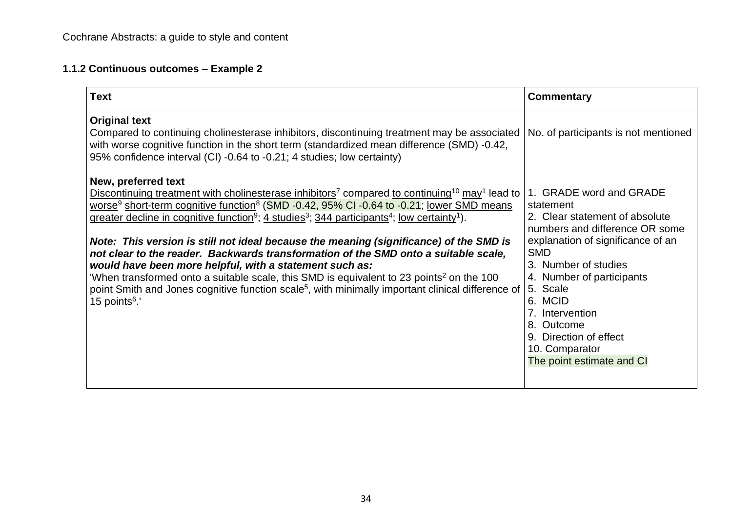### 1.1.2 Continuous outcomes – Example 2

| Text | Commentary |
|---|---|
| **Original text**<br>Compared to continuing cholinesterase inhibitors, discontinuing treatment may be associated with worse cognitive function in the short term (standardized mean difference (SMD) -0.42, 95% confidence interval (CI) -0.64 to -0.21; 4 studies; low certainty) | No. of participants is not mentioned |
| **New, preferred text**<br>Discontinuing treatment with cholinesterase inhibitors[7] compared to continuing[10] may[1] lead to worse[9] short-term cognitive function[8] (SMD -0.42, 95% CI -0.64 to -0.21; lower SMD means greater decline in cognitive function[9]; 4 studies[3]; 344 participants[4]; low certainty[1]).<br><br>***Note: This version is still not ideal because the meaning (significance) of the SMD is not clear to the reader. Backwards transformation of the SMD onto a suitable scale, would have been more helpful, with a statement such as:***<br>'When transformed onto a suitable scale, this SMD is equivalent to 23 points[2] on the 100 point Smith and Jones cognitive function scale[5], with minimally important clinical difference of 15 points[6].' | 1. GRADE word and GRADE statement<br>2. Clear statement of absolute numbers and difference OR some explanation of significance of an SMD<br>3. Number of studies<br>4. Number of participants<br>5. Scale<br>6. MCID<br>7. Intervention<br>8. Outcome<br>9. Direction of effect<br>10. Comparator<br>The point estimate and CI |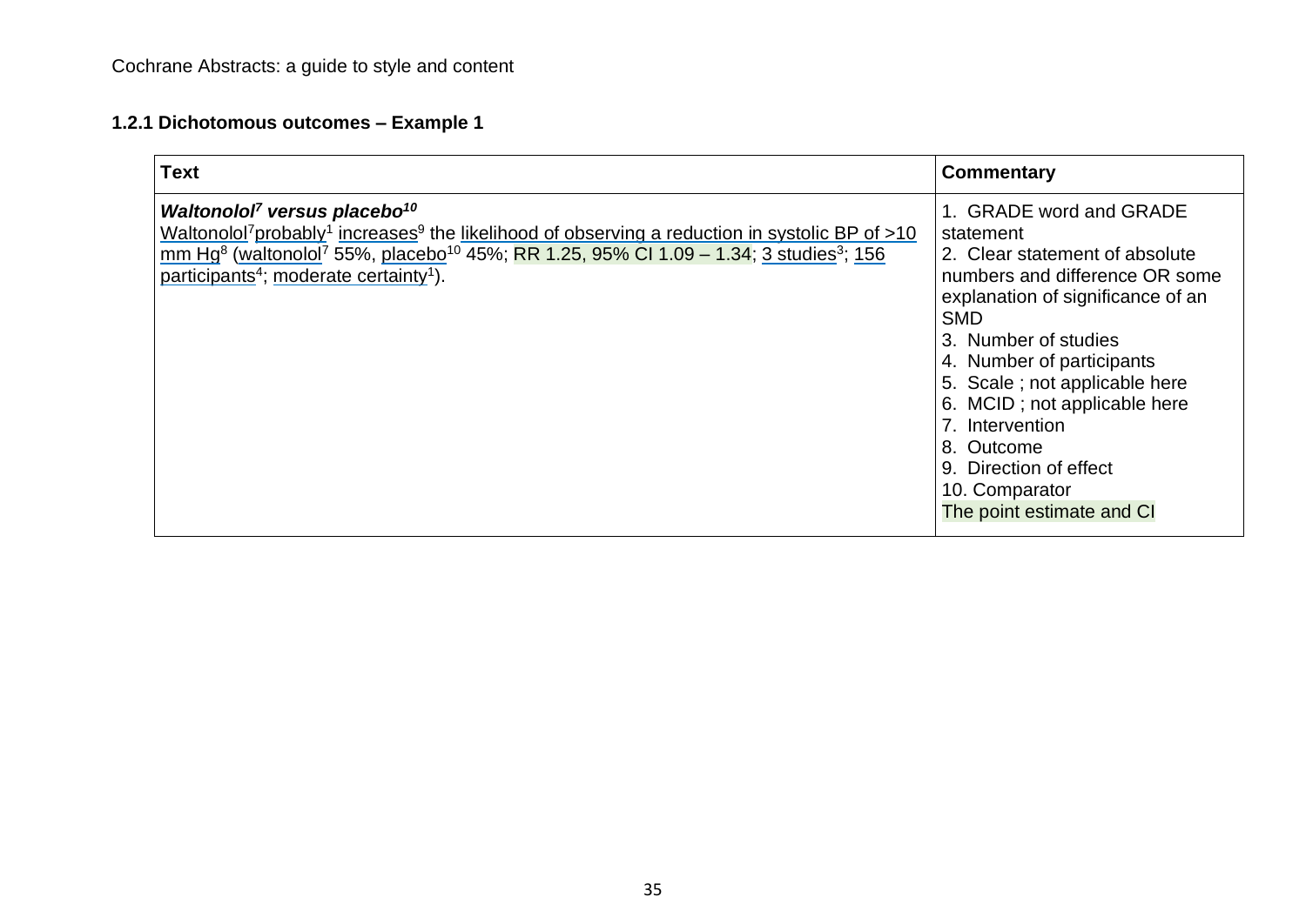Cochrane Abstracts: a guide to style and content

### 1.2.1 Dichotomous outcomes – Example 1

| Text | Commentary |
| --- | --- |
| ***Waltonolol[7] versus placebo[10]***<br>Waltonolol[7] probably[1] increases[9] the likelihood of observing a reduction in systolic BP of >10 mm Hg[8] (waltonolol[7] 55%, placebo[10] 45%; RR 1.25, 95% CI 1.09 – 1.34; 3 studies[3]; 156 participants[4]; moderate certainty[1]). | 1. GRADE word and GRADE statement<br>2. Clear statement of absolute numbers and difference OR some explanation of significance of an SMD<br>3. Number of studies<br>4. Number of participants<br>5. Scale ; not applicable here<br>6. MCID ; not applicable here<br>7. Intervention<br>8. Outcome<br>9. Direction of effect<br>10. Comparator<br>The point estimate and CI |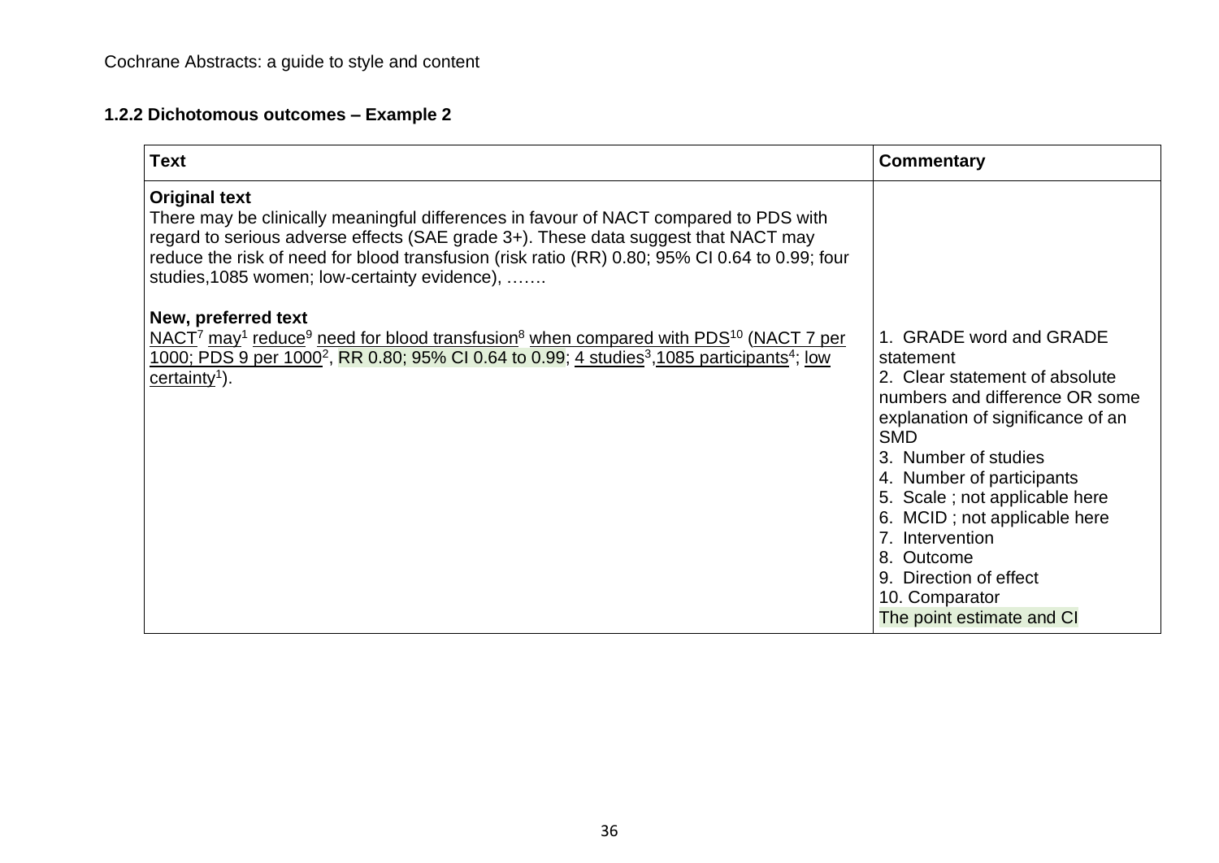### 1.2.2 Dichotomous outcomes – Example 2

| Text | Commentary |
|---|---|
| **Original text**<br>There may be clinically meaningful differences in favour of NACT compared to PDS with regard to serious adverse effects (SAE grade 3+). These data suggest that NACT may reduce the risk of need for blood transfusion (risk ratio (RR) 0.80; 95% CI 0.64 to 0.99; four studies,1085 women; low-certainty evidence), …….<br><br>**New, preferred text**<br>NACT[7] may[1] reduce[9] need for blood transfusion[8] when compared with PDS[10] (NACT 7 per 1000; PDS 9 per 1000[2], RR 0.80; 95% CI 0.64 to 0.99; 4 studies[3],1085 participants[4]; low certainty[1]). | 1. GRADE word and GRADE statement<br>2. Clear statement of absolute numbers and difference OR some explanation of significance of an SMD<br>3. Number of studies<br>4. Number of participants<br>5. Scale ; not applicable here<br>6. MCID ; not applicable here<br>7. Intervention<br>8. Outcome<br>9. Direction of effect<br>10. Comparator<br>The point estimate and CI |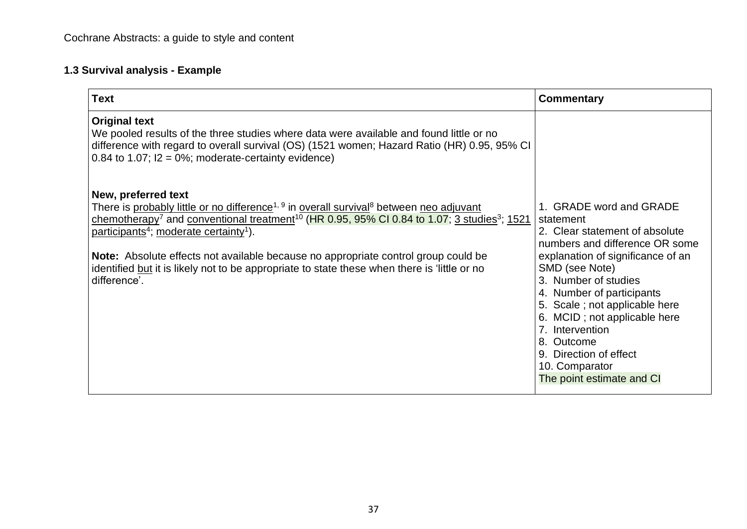### 1.3 Survival analysis - Example

| Text | Commentary |
|---|---|
| **Original text**<br>We pooled results of the three studies where data were available and found little or no difference with regard to overall survival (OS) (1521 women; Hazard Ratio (HR) 0.95, 95% CI 0.84 to 1.07; I2 = 0%; moderate-certainty evidence) | |
| **New, preferred text**<br>There is probably little or no difference[1, 9] in overall survival[8] between neo adjuvant chemotherapy[7] and conventional treatment[10] (HR 0.95, 95% CI 0.84 to 1.07; 3 studies[3]; 1521 participants[4]; moderate certainty[1]).<br><br>**Note:** Absolute effects not available because no appropriate control group could be identified but it is likely not to be appropriate to state these when there is 'little or no difference'. | 1. GRADE word and GRADE statement<br>2. Clear statement of absolute numbers and difference OR some explanation of significance of an SMD (see Note)<br>3. Number of studies<br>4. Number of participants<br>5. Scale ; not applicable here<br>6. MCID ; not applicable here<br>7. Intervention<br>8. Outcome<br>9. Direction of effect<br>10. Comparator<br>The point estimate and CI |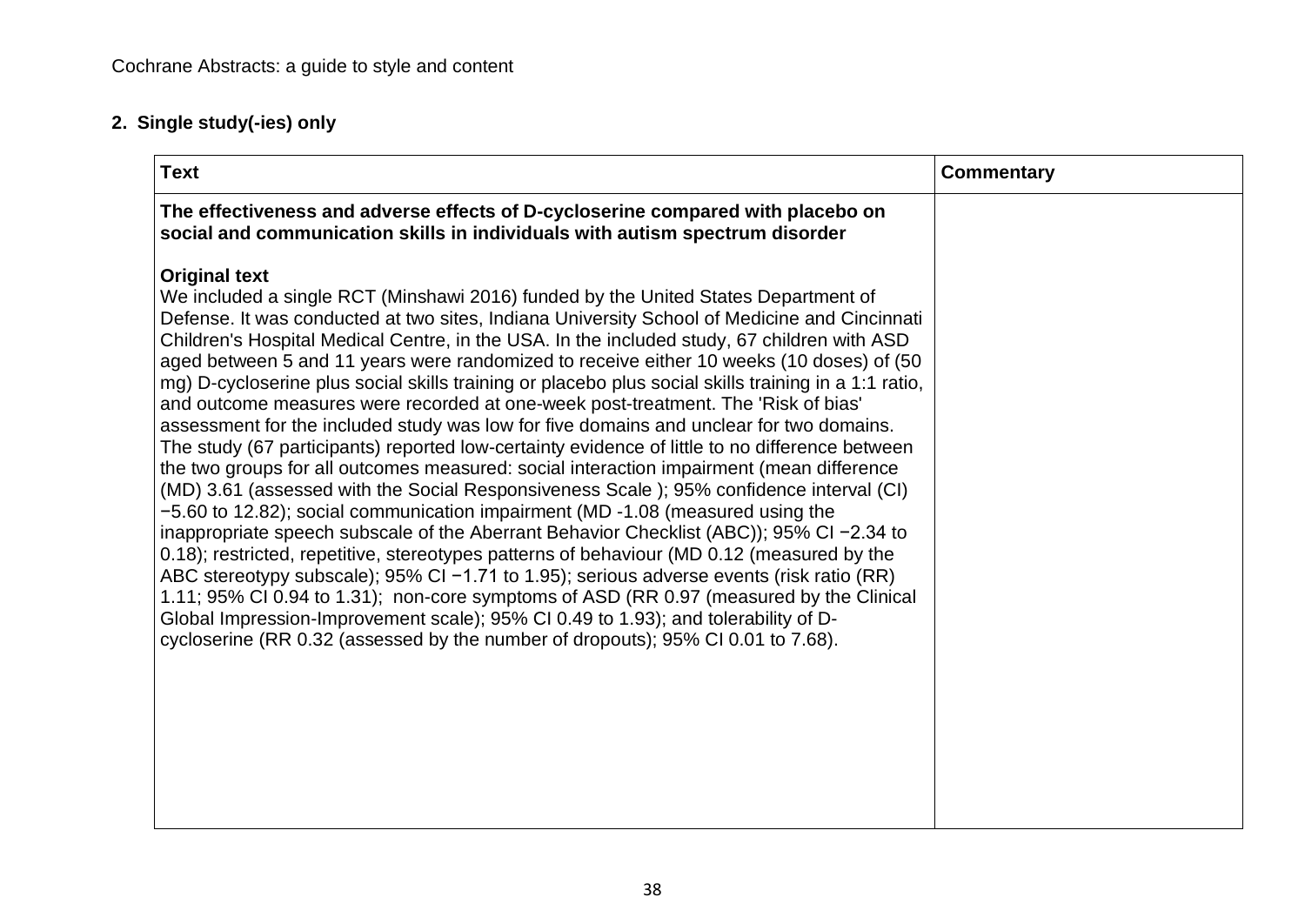## 2. Single study(-ies) only

| Text | Commentary |
| --- | --- |
| **The effectiveness and adverse effects of D-cycloserine compared with placebo on social and communication skills in individuals with autism spectrum disorder**<br><br>**Original text**<br>We included a single RCT (Minshawi 2016) funded by the United States Department of Defense. It was conducted at two sites, Indiana University School of Medicine and Cincinnati Children's Hospital Medical Centre, in the USA. In the included study, 67 children with ASD aged between 5 and 11 years were randomized to receive either 10 weeks (10 doses) of (50 mg) D-cycloserine plus social skills training or placebo plus social skills training in a 1:1 ratio, and outcome measures were recorded at one-week post-treatment. The 'Risk of bias' assessment for the included study was low for five domains and unclear for two domains. The study (67 participants) reported low-certainty evidence of little to no difference between the two groups for all outcomes measured: social interaction impairment (mean difference (MD) 3.61 (assessed with the Social Responsiveness Scale ); 95% confidence interval (CI) −5.60 to 12.82); social communication impairment (MD -1.08 (measured using the inappropriate speech subscale of the Aberrant Behavior Checklist (ABC)); 95% CI −2.34 to 0.18); restricted, repetitive, stereotypes patterns of behaviour (MD 0.12 (measured by the ABC stereotypy subscale); 95% CI −1.71 to 1.95); serious adverse events (risk ratio (RR) 1.11; 95% CI 0.94 to 1.31); non-core symptoms of ASD (RR 0.97 (measured by the Clinical Global Impression-Improvement scale); 95% CI 0.49 to 1.93); and tolerability of D-cycloserine (RR 0.32 (assessed by the number of dropouts); 95% CI 0.01 to 7.68). | |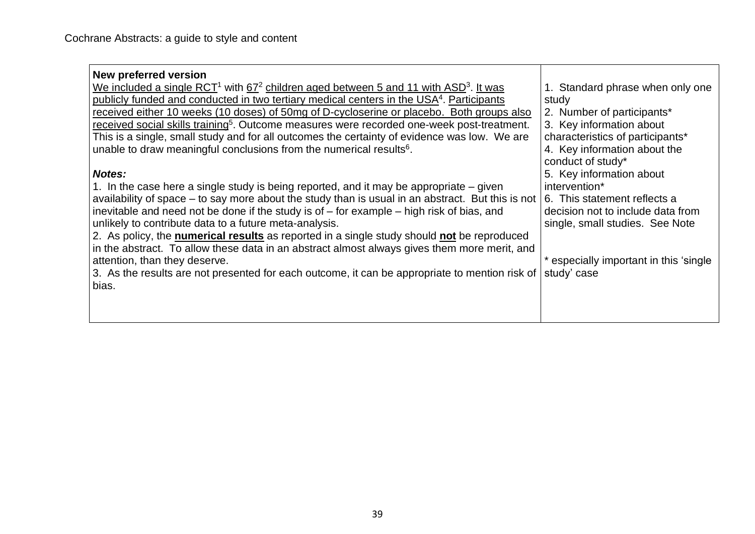| **New preferred version**<br>We included a single RCT[1] with 67[2] children aged between 5 and 11 with ASD[3]. It was publicly funded and conducted in two tertiary medical centers in the USA[4]. Participants received either 10 weeks (10 doses) of 50mg of D-cycloserine or placebo. Both groups also received social skills training[5]. Outcome measures were recorded one-week post-treatment. This is a single, small study and for all outcomes the certainty of evidence was low. We are unable to draw meaningful conclusions from the numerical results[6].<br><br>***Notes:***<br>1. In the case here a single study is being reported, and it may be appropriate – given availability of space – to say more about the study than is usual in an abstract. But this is not inevitable and need not be done if the study is of – for example – high risk of bias, and unlikely to contribute data to a future meta-analysis.<br>2. As policy, the **numerical results** as reported in a single study should **not** be reproduced in the abstract. To allow these data in an abstract almost always gives them more merit, and attention, than they deserve.<br>3. As the results are not presented for each outcome, it can be appropriate to mention risk of bias. | 1. Standard phrase when only one study<br>2. Number of participants*<br>3. Key information about characteristics of participants*<br>4. Key information about the conduct of study*<br>5. Key information about intervention*<br>6. This statement reflects a decision not to include data from single, small studies. See Note<br><br>* especially important in this 'single study' case |
|---|---|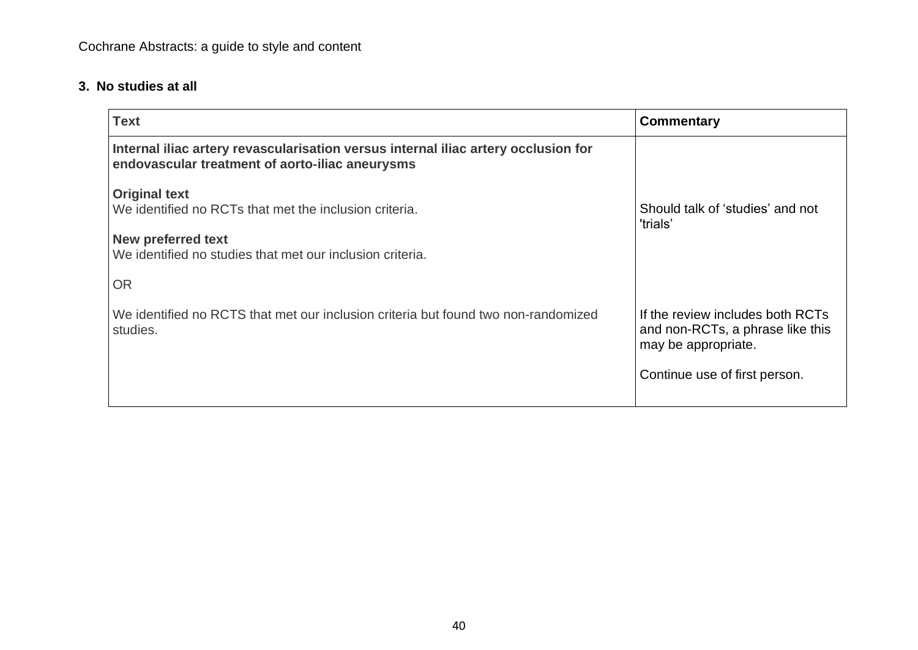### 3. No studies at all

| Text | Commentary |
|---|---|
| **Internal iliac artery revascularisation versus internal iliac artery occlusion for endovascular treatment of aorto-iliac aneurysms** | |
| **Original text**<br>We identified no RCTs that met the inclusion criteria.<br><br>**New preferred text**<br>We identified no studies that met our inclusion criteria. | Should talk of 'studies' and not 'trials' |
| OR<br><br>We identified no RCTS that met our inclusion criteria but found two non-randomized studies. | If the review includes both RCTs and non-RCTs, a phrase like this may be appropriate.<br><br>Continue use of first person. |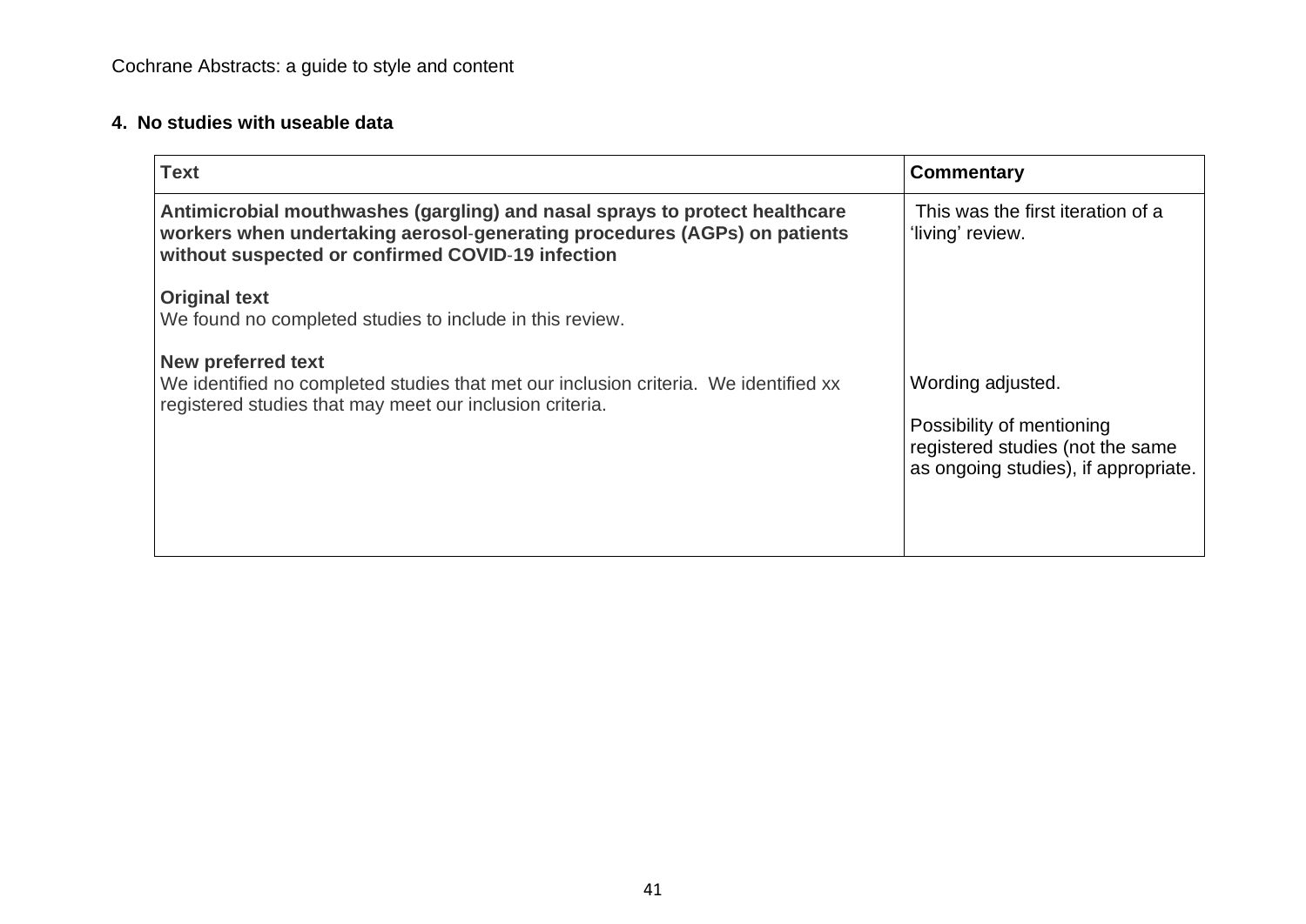## 4. No studies with useable data

| Text | Commentary |
| --- | --- |
| **Antimicrobial mouthwashes (gargling) and nasal sprays to protect healthcare workers when undertaking aerosol-generating procedures (AGPs) on patients without suspected or confirmed COVID-19 infection** | This was the first iteration of a 'living' review. |
| **Original text**<br>We found no completed studies to include in this review. | |
| **New preferred text**<br>We identified no completed studies that met our inclusion criteria. We identified xx registered studies that may meet our inclusion criteria. | Wording adjusted.<br><br>Possibility of mentioning registered studies (not the same as ongoing studies), if appropriate. |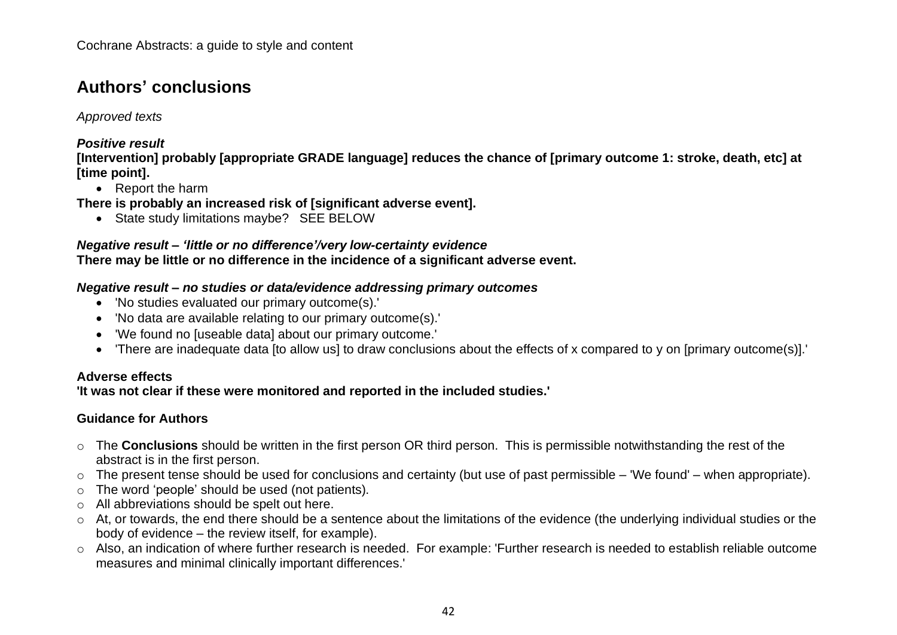## Authors' conclusions

*Approved texts*

***Positive result***

**[Intervention] probably [appropriate GRADE language] reduces the chance of [primary outcome 1: stroke, death, etc] at [time point].**

- Report the harm

**There is probably an increased risk of [significant adverse event].**

- State study limitations maybe? SEE BELOW

***Negative result – 'little or no difference'/very low-certainty evidence***

**There may be little or no difference in the incidence of a significant adverse event.**

***Negative result – no studies or data/evidence addressing primary outcomes***

- 'No studies evaluated our primary outcome(s).'
- 'No data are available relating to our primary outcome(s).'
- 'We found no [useable data] about our primary outcome.'
- 'There are inadequate data [to allow us] to draw conclusions about the effects of x compared to y on [primary outcome(s)].'

**Adverse effects**

**'It was not clear if these were monitored and reported in the included studies.'**

**Guidance for Authors**

- The **Conclusions** should be written in the first person OR third person. This is permissible notwithstanding the rest of the abstract is in the first person.
- The present tense should be used for conclusions and certainty (but use of past permissible – 'We found' – when appropriate).
- The word 'people' should be used (not patients).
- All abbreviations should be spelt out here.
- At, or towards, the end there should be a sentence about the limitations of the evidence (the underlying individual studies or the body of evidence – the review itself, for example).
- Also, an indication of where further research is needed. For example: 'Further research is needed to establish reliable outcome measures and minimal clinically important differences.'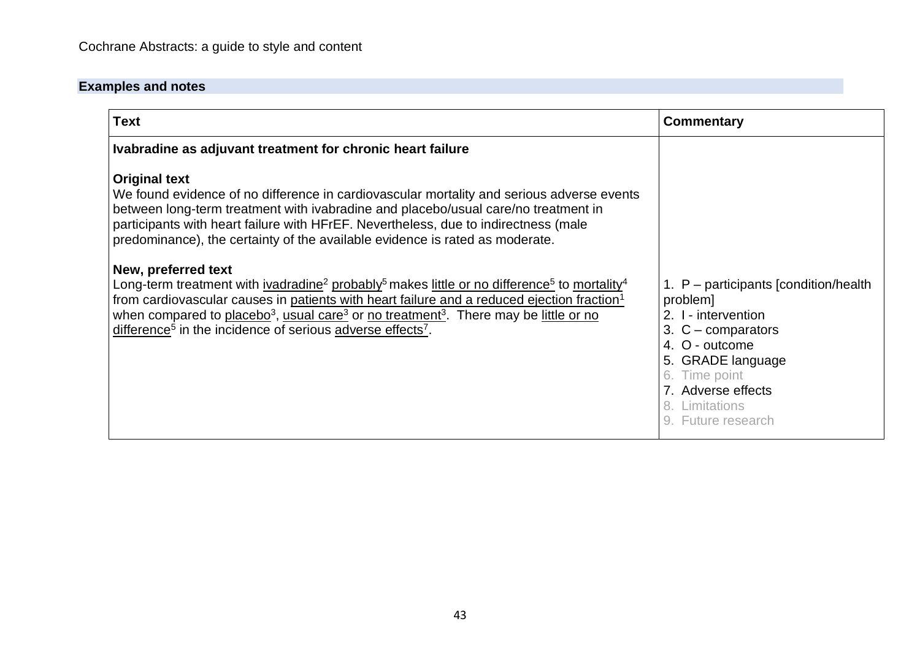## Examples and notes

| Text | Commentary |
| --- | --- |
| **Ivabradine as adjuvant treatment for chronic heart failure**<br><br>**Original text**<br>We found evidence of no difference in cardiovascular mortality and serious adverse events between long-term treatment with ivabradine and placebo/usual care/no treatment in participants with heart failure with HFrEF. Nevertheless, due to indirectness (male predominance), the certainty of the available evidence is rated as moderate.<br><br>**New, preferred text**<br>Long-term treatment with ivadradine[2] probably[5] makes little or no difference[5] to mortality[4] from cardiovascular causes in patients with heart failure and a reduced ejection fraction[1] when compared to placebo[3], usual care[3] or no treatment[3]. There may be little or no difference[5] in the incidence of serious adverse effects[7]. | 1. P – participants [condition/health problem]<br>2. I - intervention<br>3. C – comparators<br>4. O - outcome<br>5. GRADE language<br>6. Time point<br>7. Adverse effects<br>8. Limitations<br>9. Future research |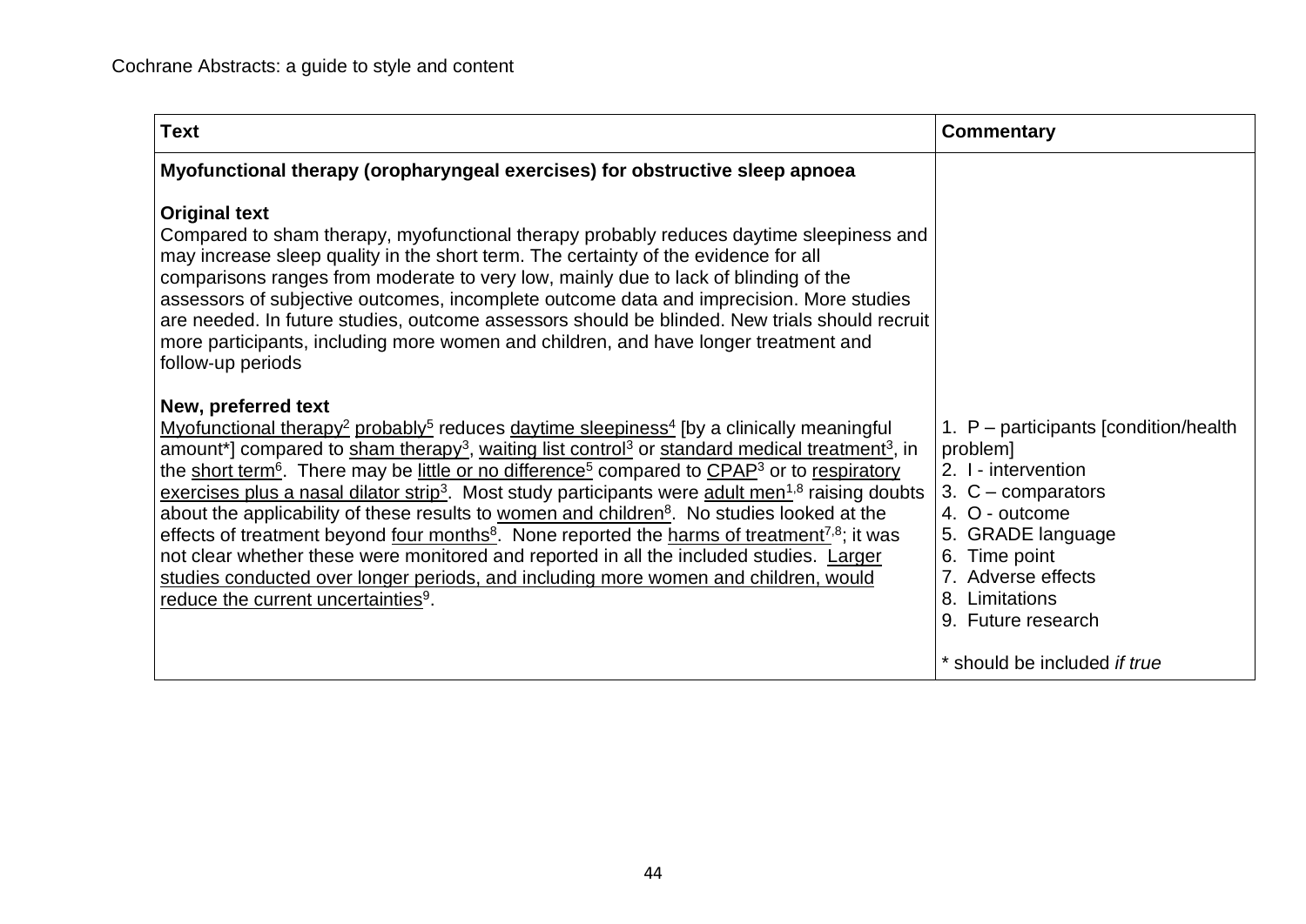| Text | Commentary |
|---|---|
| **Myofunctional therapy (oropharyngeal exercises) for obstructive sleep apnoea**<br><br>**Original text**<br>Compared to sham therapy, myofunctional therapy probably reduces daytime sleepiness and may increase sleep quality in the short term. The certainty of the evidence for all comparisons ranges from moderate to very low, mainly due to lack of blinding of the assessors of subjective outcomes, incomplete outcome data and imprecision. More studies are needed. In future studies, outcome assessors should be blinded. New trials should recruit more participants, including more women and children, and have longer treatment and follow-up periods<br><br>**New, preferred text**<br>Myofunctional therapy[2] probably[5] reduces daytime sleepiness[4] [by a clinically meaningful amount*] compared to sham therapy[3], waiting list control[3] or standard medical treatment[3], in the short term[6]. There may be little or no difference[5] compared to CPAP[3] or to respiratory exercises plus a nasal dilator strip[3]. Most study participants were adult men[1,8] raising doubts about the applicability of these results to women and children[8]. No studies looked at the effects of treatment beyond four months[8]. None reported the harms of treatment[7,8]; it was not clear whether these were monitored and reported in all the included studies. Larger studies conducted over longer periods, and including more women and children, would reduce the current uncertainties[9]. | 1. P – participants [condition/health problem]<br>2. I - intervention<br>3. C – comparators<br>4. O - outcome<br>5. GRADE language<br>6. Time point<br>7. Adverse effects<br>8. Limitations<br>9. Future research<br><br>* should be included *if true* |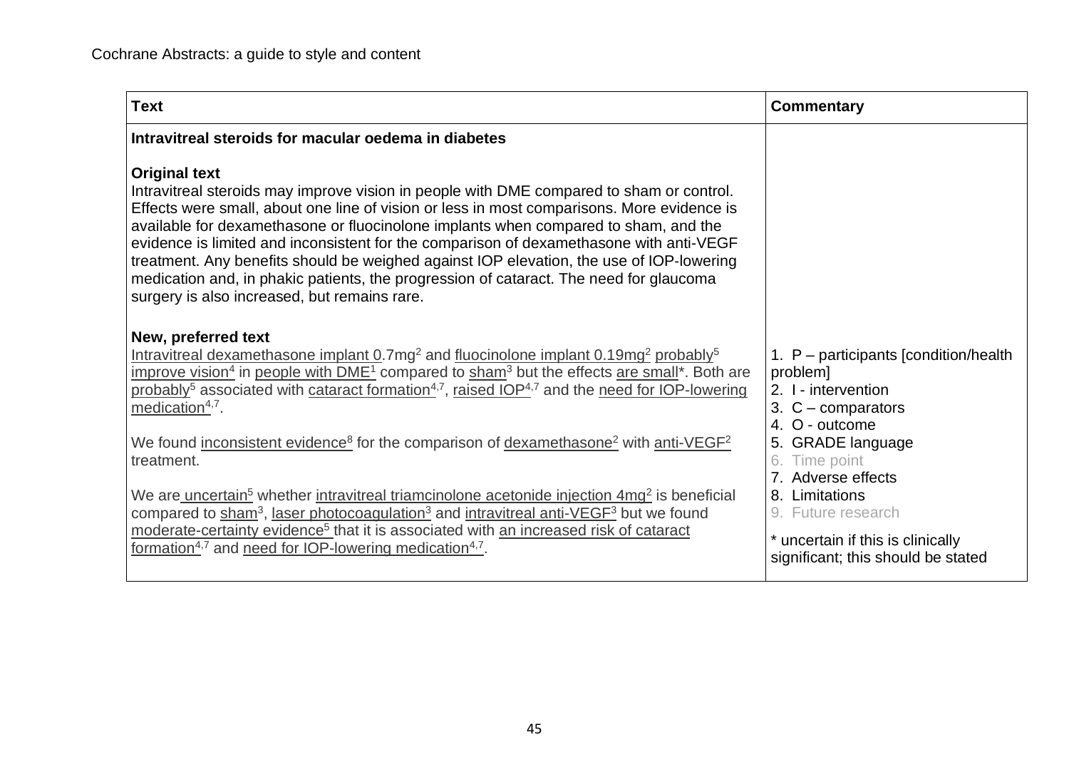| Text | Commentary |
|---|---|
| **Intravitreal steroids for macular oedema in diabetes**<br><br>**Original text**<br>Intravitreal steroids may improve vision in people with DME compared to sham or control. Effects were small, about one line of vision or less in most comparisons. More evidence is available for dexamethasone or fluocinolone implants when compared to sham, and the evidence is limited and inconsistent for the comparison of dexamethasone with anti-VEGF treatment. Any benefits should be weighed against IOP elevation, the use of IOP-lowering medication and, in phakic patients, the progression of cataract. The need for glaucoma surgery is also increased, but remains rare.<br><br>**New, preferred text**<br>Intravitreal dexamethasone implant 0.7mg[2] and fluocinolone implant 0.19mg[2] probably[5] improve vision[4] in people with DME[1] compared to sham[3] but the effects are small*. Both are probably[5] associated with cataract formation[4,7], raised IOP[4,7] and the need for IOP-lowering medication[4,7].<br><br>We found inconsistent evidence[8] for the comparison of dexamethasone[2] with anti-VEGF[2] treatment.<br><br>We are uncertain[5] whether intravitreal triamcinolone acetonide injection 4mg[2] is beneficial compared to sham[3], laser photocoagulation[3] and intravitreal anti-VEGF[3] but we found moderate-certainty evidence[5] that it is associated with an increased risk of cataract formation[4,7] and need for IOP-lowering medication[4,7]. | 1. P – participants [condition/health problem]<br>2. I - intervention<br>3. C – comparators<br>4. O - outcome<br>5. GRADE language<br>6. Time point<br>7. Adverse effects<br>8. Limitations<br>9. Future research<br><br>* uncertain if this is clinically significant; this should be stated |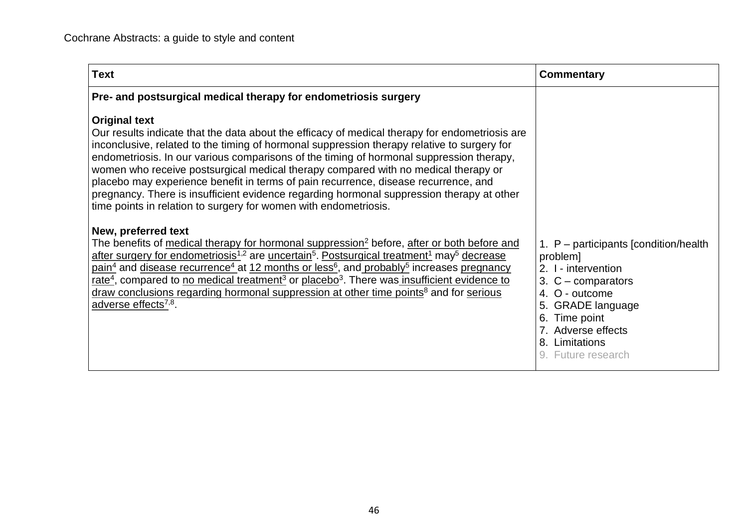| Text | Commentary |
| --- | --- |
| **Pre- and postsurgical medical therapy for endometriosis surgery**<br><br>**Original text**<br>Our results indicate that the data about the efficacy of medical therapy for endometriosis are inconclusive, related to the timing of hormonal suppression therapy relative to surgery for endometriosis. In our various comparisons of the timing of hormonal suppression therapy, women who receive postsurgical medical therapy compared with no medical therapy or placebo may experience benefit in terms of pain recurrence, disease recurrence, and pregnancy. There is insufficient evidence regarding hormonal suppression therapy at other time points in relation to surgery for women with endometriosis.<br><br>**New, preferred text**<br>The benefits of medical therapy for hormonal suppression[2] before, after or both before and after surgery for endometriosis[1,2] are uncertain[5]. Postsurgical treatment[1] may[5] decrease pain[4] and disease recurrence[4] at 12 months or less[6], and probably[5] increases pregnancy rate[4], compared to no medical treatment[3] or placebo[3]. There was insufficient evidence to draw conclusions regarding hormonal suppression at other time points[8] and for serious adverse effects[7,8]. | 1. P – participants [condition/health problem]<br>2. I - intervention<br>3. C – comparators<br>4. O - outcome<br>5. GRADE language<br>6. Time point<br>7. Adverse effects<br>8. Limitations<br>9. Future research |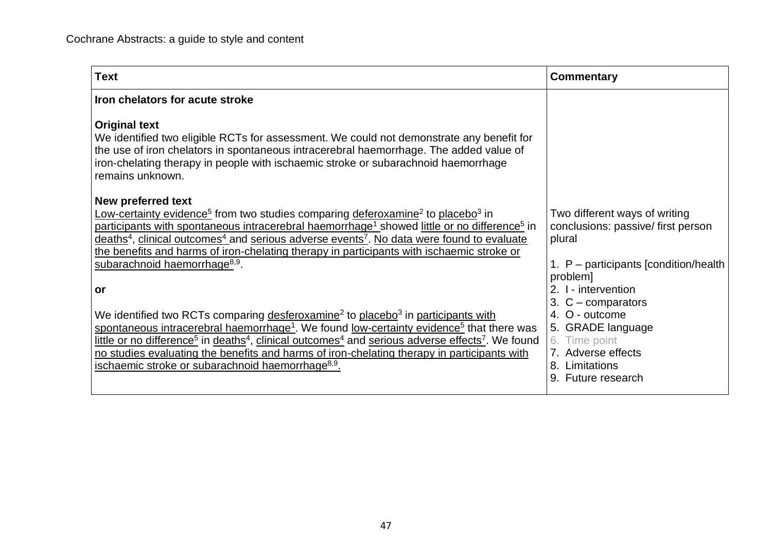| Text | Commentary |
|---|---|
| **Iron chelators for acute stroke**<br><br>**Original text**<br>We identified two eligible RCTs for assessment. We could not demonstrate any benefit for the use of iron chelators in spontaneous intracerebral haemorrhage. The added value of iron-chelating therapy in people with ischaemic stroke or subarachnoid haemorrhage remains unknown.<br><br>**New preferred text**<br>Low-certainty evidence[5] from two studies comparing deferoxamine[2] to placebo[3] in participants with spontaneous intracerebral haemorrhage[1] showed little or no difference[5] in deaths[4], clinical outcomes[4] and serious adverse events[7]. No data were found to evaluate the benefits and harms of iron-chelating therapy in participants with ischaemic stroke or subarachnoid haemorrhage[8,9].<br><br>**or**<br><br>We identified two RCTs comparing desferoxamine[2] to placebo[3] in participants with spontaneous intracerebral haemorrhage[1]. We found low-certainty evidence[5] that there was little or no difference[5] in deaths[4], clinical outcomes[4] and serious adverse effects[7]. We found no studies evaluating the benefits and harms of iron-chelating therapy in participants with ischaemic stroke or subarachnoid haemorrhage[8,9]. | Two different ways of writing conclusions: passive/ first person plural<br><br>1. P – participants [condition/health problem]<br>2. I - intervention<br>3. C – comparators<br>4. O - outcome<br>5. GRADE language<br>6. Time point<br>7. Adverse effects<br>8. Limitations<br>9. Future research |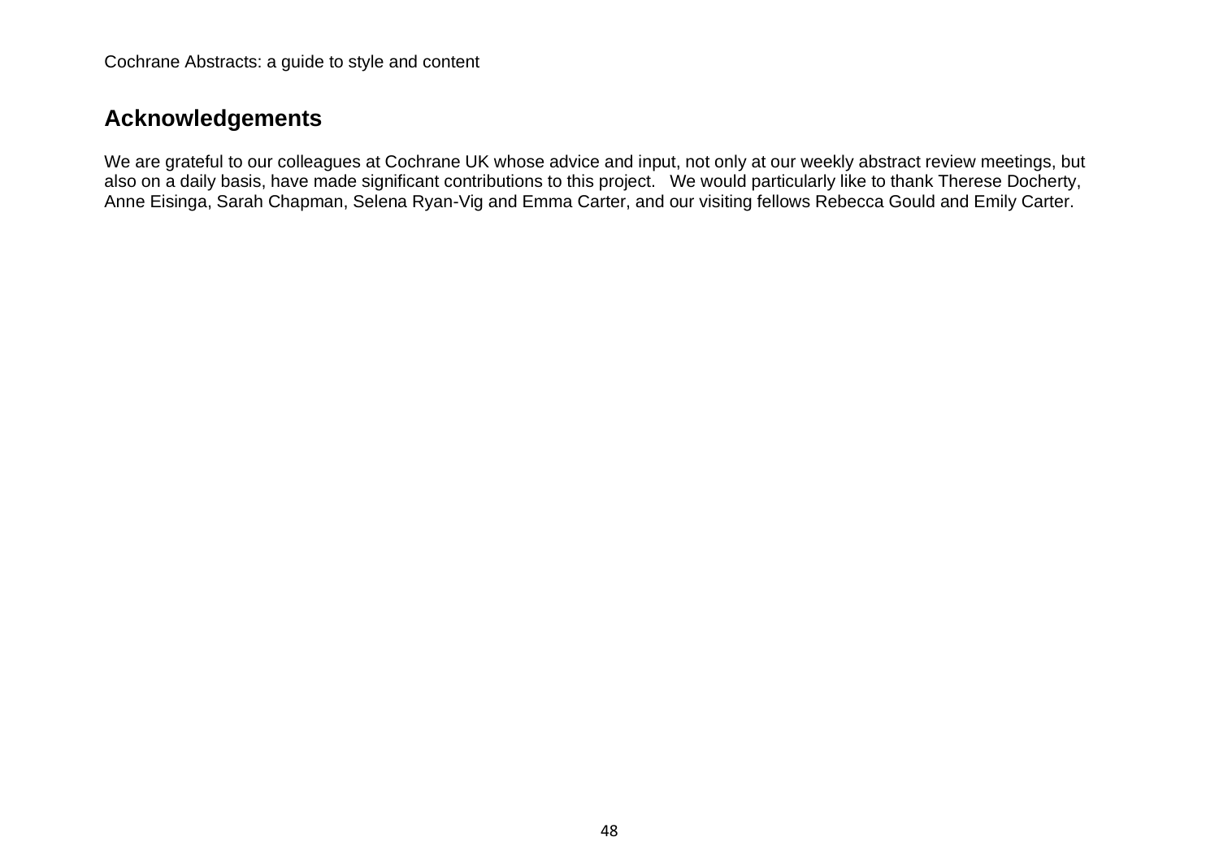## Acknowledgements

We are grateful to our colleagues at Cochrane UK whose advice and input, not only at our weekly abstract review meetings, but also on a daily basis, have made significant contributions to this project. We would particularly like to thank Therese Docherty, Anne Eisinga, Sarah Chapman, Selena Ryan-Vig and Emma Carter, and our visiting fellows Rebecca Gould and Emily Carter.